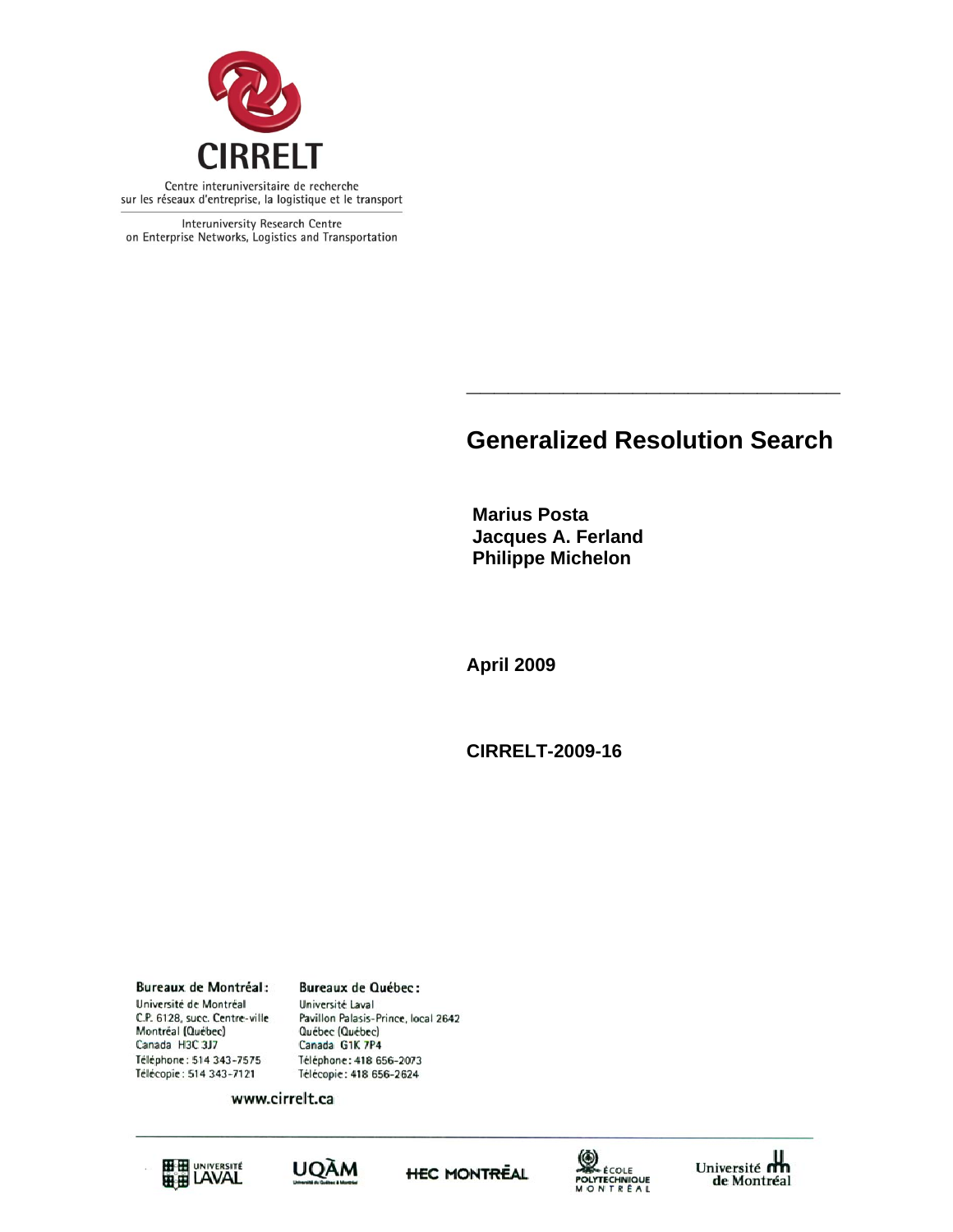CIRRELT

Centre interuniversitaire de recherche sur les réseaux d'entreprise, la logistique et le transport

Interuniversity Research Centre on Enterprise Networks, Logistics and Transportation

# Generalized Resolution Search

**Marius Posta**
**Jacques A. Ferland**
**Philippe Michelon**

**April 2009**

**CIRRELT-2009-16**

**Bureaux de Montréal:**
Université de Montréal
C.P. 6128, succ. Centre-ville
Montréal (Québec)
Canada H3C 3J7
Téléphone : 514 343-7575
Télécopie : 514 343-7121

**Bureaux de Québec:**
Université Laval
Pavillon Palasis-Prince, local 2642
Québec (Québec)
Canada G1K 7P4
Téléphone : 418 656-2073
Télécopie : 418 656-2624

www.cirrelt.ca

Université Laval | UQAM | HEC Montréal | École Polytechnique Montréal | Université de Montréal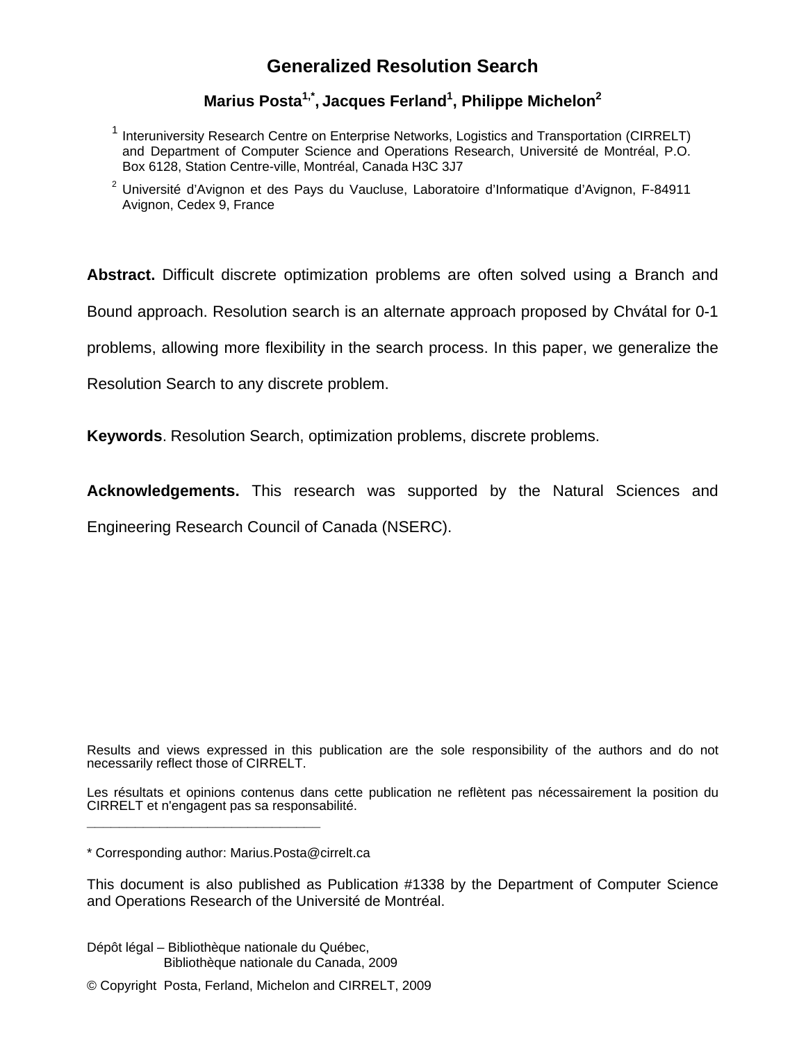# Generalized Resolution Search

**Marius Posta[1,*], Jacques Ferland[1], Philippe Michelon[2]**

[1] Interuniversity Research Centre on Enterprise Networks, Logistics and Transportation (CIRRELT) and Department of Computer Science and Operations Research, Université de Montréal, P.O. Box 6128, Station Centre-ville, Montréal, Canada H3C 3J7

[2] Université d'Avignon et des Pays du Vaucluse, Laboratoire d'Informatique d'Avignon, F-84911 Avignon, Cedex 9, France

**Abstract.** Difficult discrete optimization problems are often solved using a Branch and Bound approach. Resolution search is an alternate approach proposed by Chvátal for 0-1 problems, allowing more flexibility in the search process. In this paper, we generalize the Resolution Search to any discrete problem.

**Keywords**. Resolution Search, optimization problems, discrete problems.

**Acknowledgements.** This research was supported by the Natural Sciences and Engineering Research Council of Canada (NSERC).

Results and views expressed in this publication are the sole responsibility of the authors and do not necessarily reflect those of CIRRELT.

Les résultats et opinions contenus dans cette publication ne reflètent pas nécessairement la position du CIRRELT et n'engagent pas sa responsabilité.

_____________________________

\* Corresponding author: Marius.Posta@cirrelt.ca

This document is also published as Publication #1338 by the Department of Computer Science and Operations Research of the Université de Montréal.

Dépôt légal – Bibliothèque nationale du Québec,
Bibliothèque nationale du Canada, 2009

© Copyright Posta, Ferland, Michelon and CIRRELT, 2009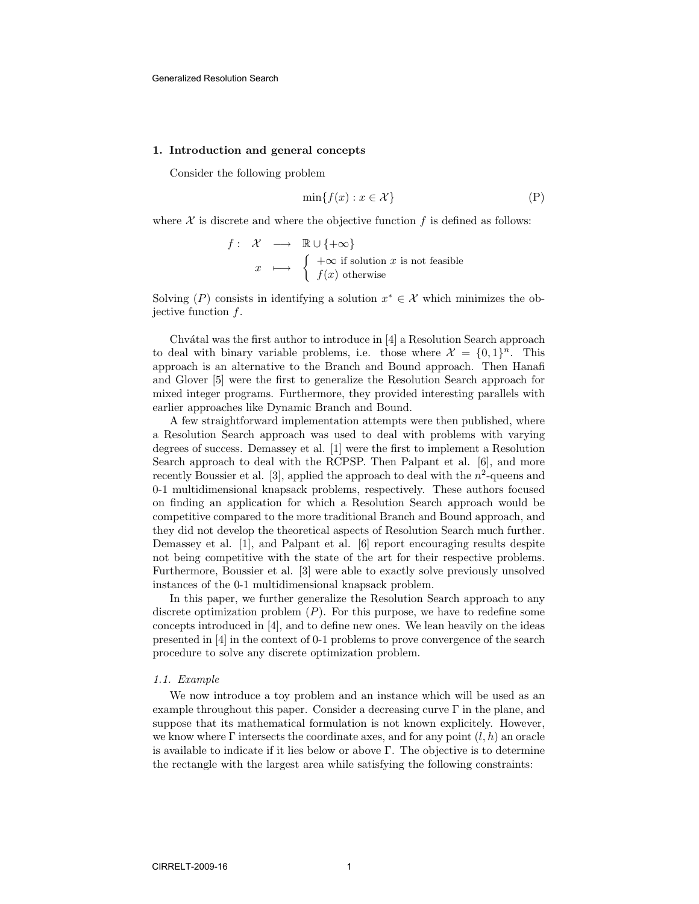## 1. Introduction and general concepts

Consider the following problem

$$\min\{f(x) : x \in \mathcal{X}\} \tag{P}$$

where $\mathcal{X}$ is discrete and where the objective function $f$ is defined as follows:

$$f: \quad \mathcal{X} \longrightarrow \mathbb{R} \cup \{+\infty\}$$
$$x \longmapsto \begin{cases} +\infty \text{ if solution } x \text{ is not feasible} \\ f(x) \text{ otherwise} \end{cases}$$

Solving $(P)$ consists in identifying a solution $x^* \in \mathcal{X}$ which minimizes the objective function $f$.

Chvátal was the first author to introduce in [4] a Resolution Search approach to deal with binary variable problems, i.e. those where $\mathcal{X} = \{0,1\}^n$. This approach is an alternative to the Branch and Bound approach. Then Hanafi and Glover [5] were the first to generalize the Resolution Search approach for mixed integer programs. Furthermore, they provided interesting parallels with earlier approaches like Dynamic Branch and Bound.

A few straightforward implementation attempts were then published, where a Resolution Search approach was used to deal with problems with varying degrees of success. Demassey et al. [1] were the first to implement a Resolution Search approach to deal with the RCPSP. Then Palpant et al. [6], and more recently Boussier et al. [3], applied the approach to deal with the $n^2$-queens and 0-1 multidimensional knapsack problems, respectively. These authors focused on finding an application for which a Resolution Search approach would be competitive compared to the more traditional Branch and Bound approach, and they did not develop the theoretical aspects of Resolution Search much further. Demassey et al. [1], and Palpant et al. [6] report encouraging results despite not being competitive with the state of the art for their respective problems. Furthermore, Boussier et al. [3] were able to exactly solve previously unsolved instances of the 0-1 multidimensional knapsack problem.

In this paper, we further generalize the Resolution Search approach to any discrete optimization problem $(P)$. For this purpose, we have to redefine some concepts introduced in [4], and to define new ones. We lean heavily on the ideas presented in [4] in the context of 0-1 problems to prove convergence of the search procedure to solve any discrete optimization problem.

### 1.1. Example

We now introduce a toy problem and an instance which will be used as an example throughout this paper. Consider a decreasing curve $\Gamma$ in the plane, and suppose that its mathematical formulation is not known explicitely. However, we know where $\Gamma$ intersects the coordinate axes, and for any point $(l, h)$ an oracle is available to indicate if it lies below or above $\Gamma$. The objective is to determine the rectangle with the largest area while satisfying the following constraints: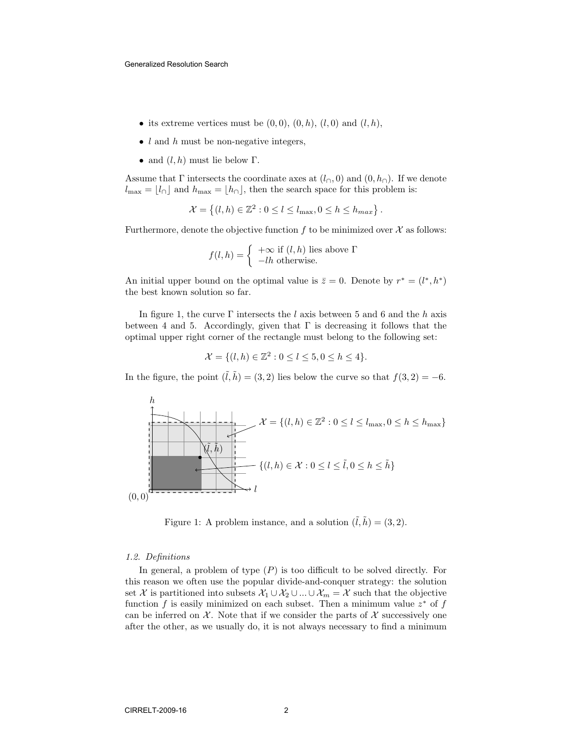- its extreme vertices must be $(0,0)$, $(0,h)$, $(l,0)$ and $(l,h)$,
- $l$ and $h$ must be non-negative integers,
- and $(l,h)$ must lie below $\Gamma$.

Assume that $\Gamma$ intersects the coordinate axes at $(l_\cap, 0)$ and $(0, h_\cap)$. If we denote $l_{\max} = \lfloor l_\cap \rfloor$ and $h_{\max} = \lfloor h_\cap \rfloor$, then the search space for this problem is:

$$\mathcal{X} = \left\{(l,h) \in \mathbb{Z}^2 : 0 \leq l \leq l_{\max}, 0 \leq h \leq h_{max}\right\}.$$

Furthermore, denote the objective function $f$ to be minimized over $\mathcal{X}$ as follows:

$$f(l,h) = \begin{cases} +\infty \text{ if } (l,h) \text{ lies above } \Gamma \\ -lh \text{ otherwise.} \end{cases}$$

An initial upper bound on the optimal value is $\bar{z} = 0$. Denote by $r^* = (l^*, h^*)$ the best known solution so far.

In figure 1, the curve $\Gamma$ intersects the $l$ axis between 5 and 6 and the $h$ axis between 4 and 5. Accordingly, given that $\Gamma$ is decreasing it follows that the optimal upper right corner of the rectangle must belong to the following set:

$$\mathcal{X} = \{(l,h) \in \mathbb{Z}^2 : 0 \leq l \leq 5, 0 \leq h \leq 4\}.$$

In the figure, the point $(\tilde{l}, \tilde{h}) = (3,2)$ lies below the curve so that $f(3,2) = -6$.

Figure 1: A problem instance, and a solution $(\tilde{l}, \tilde{h}) = (3,2)$.

### 1.2. Definitions

In general, a problem of type $(P)$ is too difficult to be solved directly. For this reason we often use the popular divide-and-conquer strategy: the solution set $\mathcal{X}$ is partitioned into subsets $\mathcal{X}_1 \cup \mathcal{X}_2 \cup ... \cup \mathcal{X}_m = \mathcal{X}$ such that the objective function $f$ is easily minimized on each subset. Then a minimum value $z^*$ of $f$ can be inferred on $\mathcal{X}$. Note that if we consider the parts of $\mathcal{X}$ successively one after the other, as we usually do, it is not always necessary to find a minimum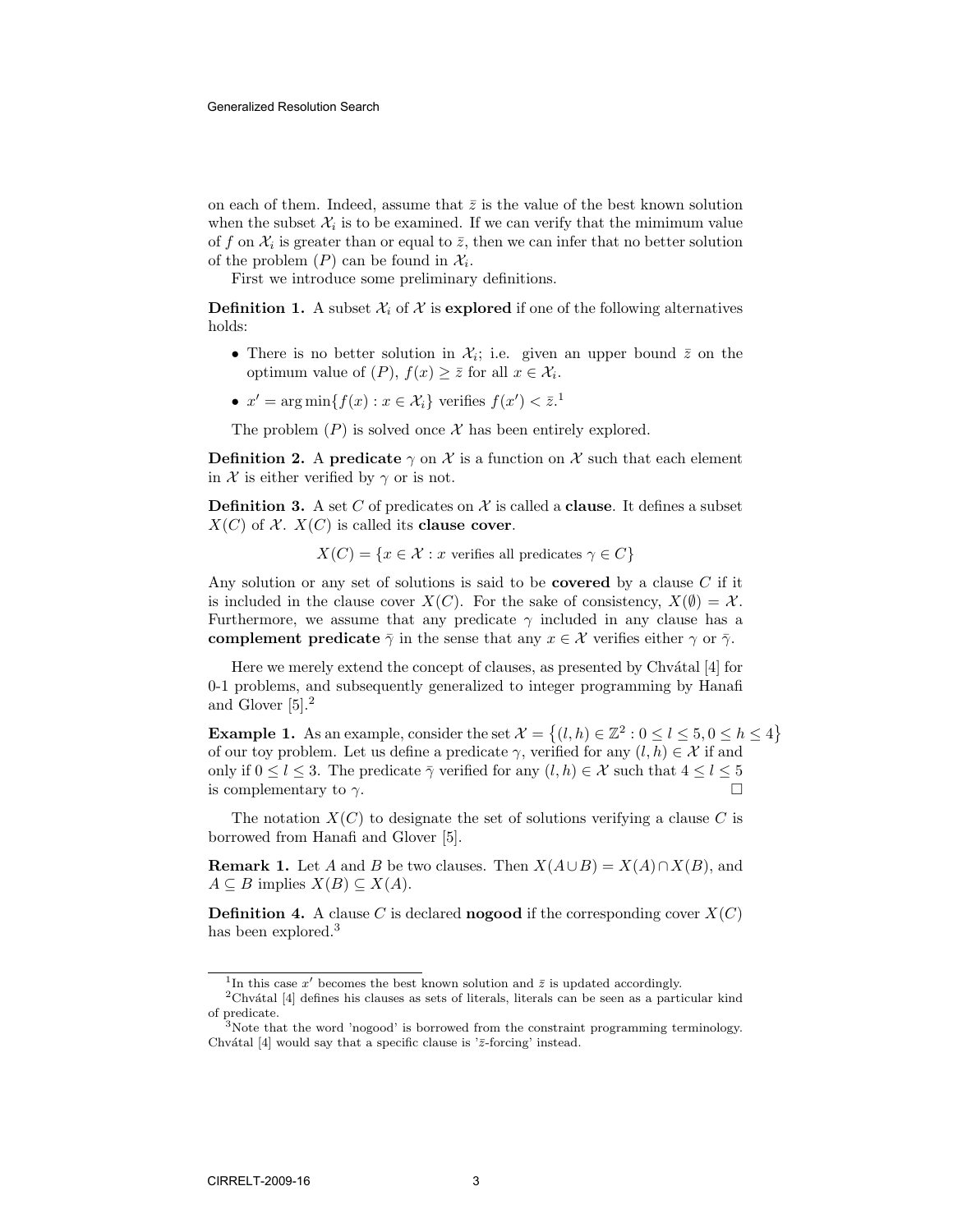on each of them. Indeed, assume that $\bar{z}$ is the value of the best known solution when the subset $\mathcal{X}_i$ is to be examined. If we can verify that the mimimum value of $f$ on $\mathcal{X}_i$ is greater than or equal to $\bar{z}$, then we can infer that no better solution of the problem $(P)$ can be found in $\mathcal{X}_i$.

First we introduce some preliminary definitions.

**Definition 1.** A subset $\mathcal{X}_i$ of $\mathcal{X}$ is **explored** if one of the following alternatives holds:

- There is no better solution in $\mathcal{X}_i$; i.e. given an upper bound $\bar{z}$ on the optimum value of $(P)$, $f(x) \geq \bar{z}$ for all $x \in \mathcal{X}_i$.
- $x' = \arg\min\{f(x) : x \in \mathcal{X}_i\}$ verifies $f(x') < \bar{z}$.[1]

The problem $(P)$ is solved once $\mathcal{X}$ has been entirely explored.

**Definition 2.** A **predicate** $\gamma$ on $\mathcal{X}$ is a function on $\mathcal{X}$ such that each element in $\mathcal{X}$ is either verified by $\gamma$ or is not.

**Definition 3.** A set $C$ of predicates on $\mathcal{X}$ is called a **clause**. It defines a subset $X(C)$ of $\mathcal{X}$. $X(C)$ is called its **clause cover**.

$$X(C) = \{x \in \mathcal{X} : x \text{ verifies all predicates } \gamma \in C\}$$

Any solution or any set of solutions is said to be **covered** by a clause $C$ if it is included in the clause cover $X(C)$. For the sake of consistency, $X(\emptyset) = \mathcal{X}$. Furthermore, we assume that any predicate $\gamma$ included in any clause has a **complement predicate** $\bar{\gamma}$ in the sense that any $x \in \mathcal{X}$ verifies either $\gamma$ or $\bar{\gamma}$.

Here we merely extend the concept of clauses, as presented by Chvátal [4] for 0-1 problems, and subsequently generalized to integer programming by Hanafi and Glover [5].[2]

**Example 1.** As an example, consider the set $\mathcal{X} = \{(l, h) \in \mathbb{Z}^2 : 0 \leq l \leq 5, 0 \leq h \leq 4\}$ of our toy problem. Let us define a predicate $\gamma$, verified for any $(l, h) \in \mathcal{X}$ if and only if $0 \leq l \leq 3$. The predicate $\bar{\gamma}$ verified for any $(l, h) \in \mathcal{X}$ such that $4 \leq l \leq 5$ is complementary to $\gamma$. □

The notation $X(C)$ to designate the set of solutions verifying a clause $C$ is borrowed from Hanafi and Glover [5].

**Remark 1.** Let $A$ and $B$ be two clauses. Then $X(A \cup B) = X(A) \cap X(B)$, and $A \subseteq B$ implies $X(B) \subseteq X(A)$.

**Definition 4.** A clause $C$ is declared **nogood** if the corresponding cover $X(C)$ has been explored.[3]

---

[1] In this case $x'$ becomes the best known solution and $\bar{z}$ is updated accordingly.

[2] Chvátal [4] defines his clauses as sets of literals, literals can be seen as a particular kind of predicate.

[3] Note that the word 'nogood' is borrowed from the constraint programming terminology. Chvátal [4] would say that a specific clause is '$\bar{z}$-forcing' instead.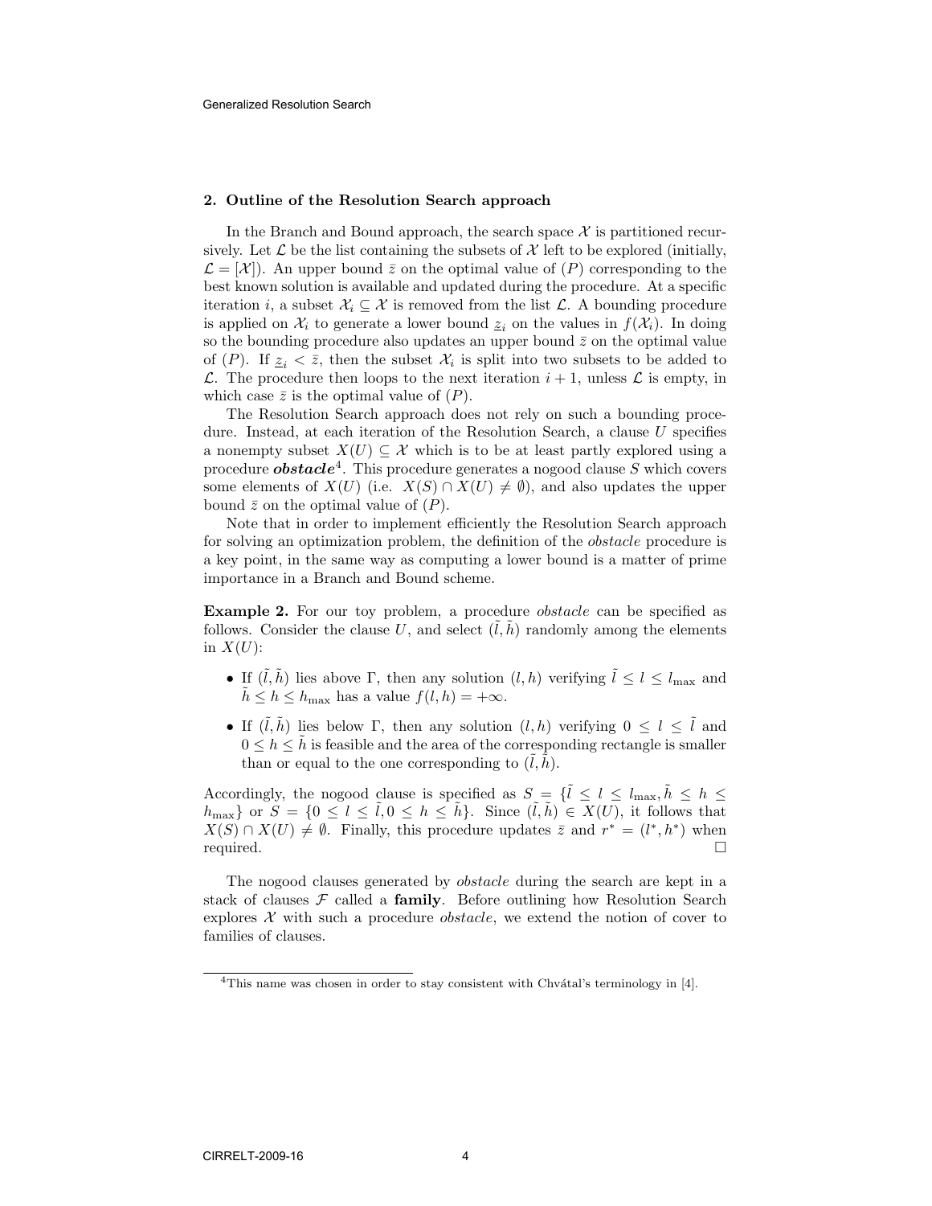## 2. Outline of the Resolution Search approach

In the Branch and Bound approach, the search space $\mathcal{X}$ is partitioned recursively. Let $\mathcal{L}$ be the list containing the subsets of $\mathcal{X}$ left to be explored (initially, $\mathcal{L} = [\mathcal{X}]$). An upper bound $\bar{z}$ on the optimal value of $(P)$ corresponding to the best known solution is available and updated during the procedure. At a specific iteration $i$, a subset $\mathcal{X}_i \subseteq \mathcal{X}$ is removed from the list $\mathcal{L}$. A bounding procedure is applied on $\mathcal{X}_i$ to generate a lower bound $\underline{z}_i$ on the values in $f(\mathcal{X}_i)$. In doing so the bounding procedure also updates an upper bound $\bar{z}$ on the optimal value of $(P)$. If $\underline{z}_i < \bar{z}$, then the subset $\mathcal{X}_i$ is split into two subsets to be added to $\mathcal{L}$. The procedure then loops to the next iteration $i+1$, unless $\mathcal{L}$ is empty, in which case $\bar{z}$ is the optimal value of $(P)$.

The Resolution Search approach does not rely on such a bounding procedure. Instead, at each iteration of the Resolution Search, a clause $U$ specifies a nonempty subset $X(U) \subseteq \mathcal{X}$ which is to be at least partly explored using a procedure ***obstacle***[4]. This procedure generates a nogood clause $S$ which covers some elements of $X(U)$ (i.e. $X(S) \cap X(U) \neq \emptyset$), and also updates the upper bound $\bar{z}$ on the optimal value of $(P)$.

Note that in order to implement efficiently the Resolution Search approach for solving an optimization problem, the definition of the *obstacle* procedure is a key point, in the same way as computing a lower bound is a matter of prime importance in a Branch and Bound scheme.

**Example 2.** For our toy problem, a procedure *obstacle* can be specified as follows. Consider the clause $U$, and select $(\tilde{l}, \tilde{h})$ randomly among the elements in $X(U)$:

- If $(\tilde{l}, \tilde{h})$ lies above $\Gamma$, then any solution $(l, h)$ verifying $\tilde{l} \leq l \leq l_{\max}$ and $\tilde{h} \leq h \leq h_{\max}$ has a value $f(l, h) = +\infty$.
- If $(\tilde{l}, \tilde{h})$ lies below $\Gamma$, then any solution $(l, h)$ verifying $0 \leq l \leq \tilde{l}$ and $0 \leq h \leq \tilde{h}$ is feasible and the area of the corresponding rectangle is smaller than or equal to the one corresponding to $(\tilde{l}, \tilde{h})$.

Accordingly, the nogood clause is specified as $S = \{\tilde{l} \leq l \leq l_{\max}, \tilde{h} \leq h \leq h_{\max}\}$ or $S = \{0 \leq l \leq \tilde{l}, 0 \leq h \leq \tilde{h}\}$. Since $(\tilde{l}, \tilde{h}) \in X(U)$, it follows that $X(S) \cap X(U) \neq \emptyset$. Finally, this procedure updates $\bar{z}$ and $r^* = (l^*, h^*)$ when required. □

The nogood clauses generated by *obstacle* during the search are kept in a stack of clauses $\mathcal{F}$ called a **family**. Before outlining how Resolution Search explores $\mathcal{X}$ with such a procedure *obstacle*, we extend the notion of cover to families of clauses.

[4] This name was chosen in order to stay consistent with Chvátal's terminology in [4].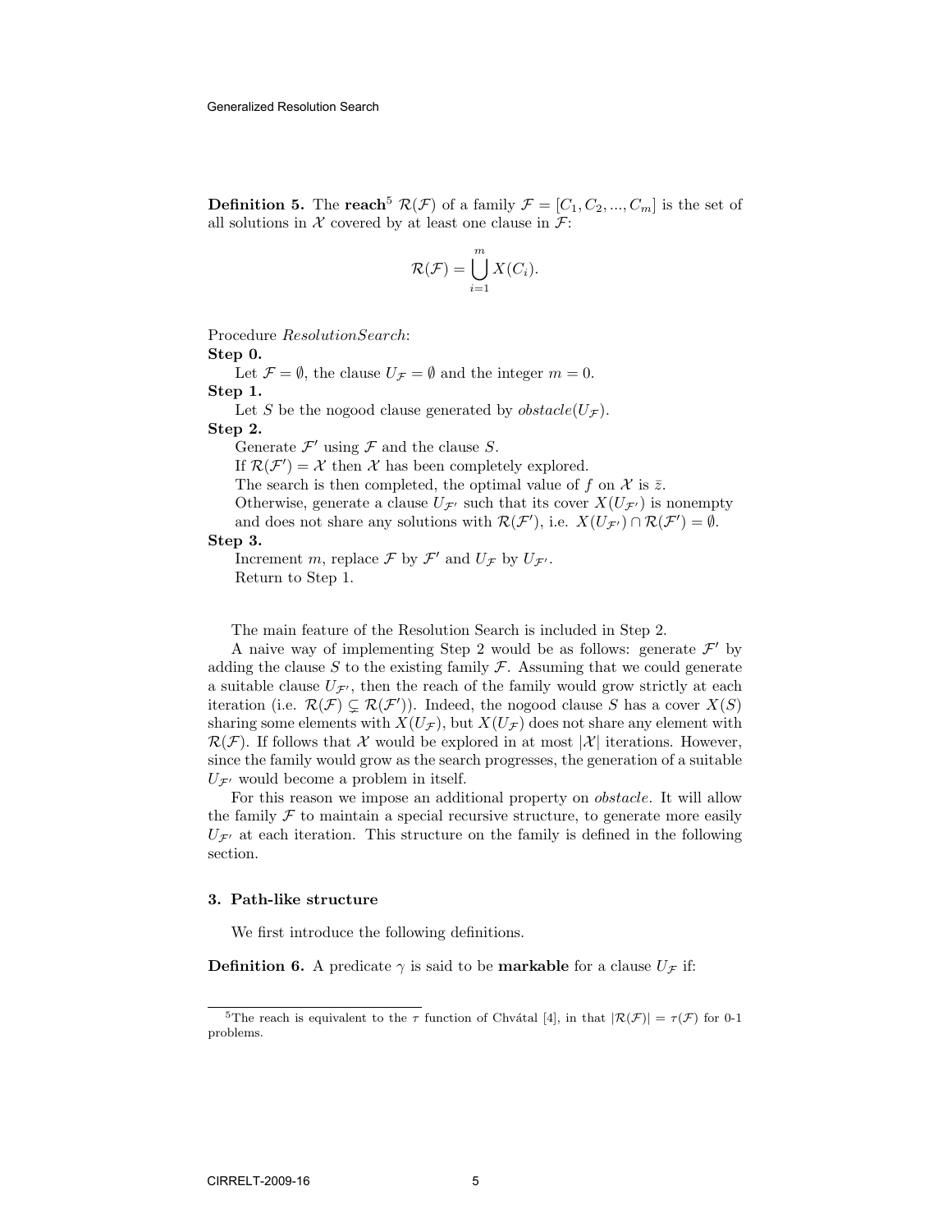**Definition 5.** The **reach**[5] $\mathcal{R}(\mathcal{F})$ of a family $\mathcal{F} = [C_1, C_2, ..., C_m]$ is the set of all solutions in $\mathcal{X}$ covered by at least one clause in $\mathcal{F}$:

$$\mathcal{R}(\mathcal{F}) = \bigcup_{i=1}^{m} X(C_i).$$

Procedure *ResolutionSearch*:

**Step 0.**

Let $\mathcal{F} = \emptyset$, the clause $U_{\mathcal{F}} = \emptyset$ and the integer $m = 0$.

**Step 1.**

Let $S$ be the nogood clause generated by $obstacle(U_{\mathcal{F}})$.

**Step 2.**

Generate $\mathcal{F}'$ using $\mathcal{F}$ and the clause $S$.

If $\mathcal{R}(\mathcal{F}') = \mathcal{X}$ then $\mathcal{X}$ has been completely explored.

The search is then completed, the optimal value of $f$ on $\mathcal{X}$ is $\bar{z}$.

Otherwise, generate a clause $U_{\mathcal{F}'}$ such that its cover $X(U_{\mathcal{F}'})$ is nonempty and does not share any solutions with $\mathcal{R}(\mathcal{F}')$, i.e. $X(U_{\mathcal{F}'}) \cap \mathcal{R}(\mathcal{F}') = \emptyset$.

**Step 3.**

Increment $m$, replace $\mathcal{F}$ by $\mathcal{F}'$ and $U_{\mathcal{F}}$ by $U_{\mathcal{F}'}$.

Return to Step 1.

The main feature of the Resolution Search is included in Step 2.

A naive way of implementing Step 2 would be as follows: generate $\mathcal{F}'$ by adding the clause $S$ to the existing family $\mathcal{F}$. Assuming that we could generate a suitable clause $U_{\mathcal{F}'}$, then the reach of the family would grow strictly at each iteration (i.e. $\mathcal{R}(\mathcal{F}) \subsetneq \mathcal{R}(\mathcal{F}')$). Indeed, the nogood clause $S$ has a cover $X(S)$ sharing some elements with $X(U_{\mathcal{F}})$, but $X(U_{\mathcal{F}})$ does not share any element with $\mathcal{R}(\mathcal{F})$. If follows that $\mathcal{X}$ would be explored in at most $|\mathcal{X}|$ iterations. However, since the family would grow as the search progresses, the generation of a suitable $U_{\mathcal{F}'}$ would become a problem in itself.

For this reason we impose an additional property on *obstacle*. It will allow the family $\mathcal{F}$ to maintain a special recursive structure, to generate more easily $U_{\mathcal{F}'}$ at each iteration. This structure on the family is defined in the following section.

### 3. Path-like structure

We first introduce the following definitions.

**Definition 6.** A predicate $\gamma$ is said to be **markable** for a clause $U_{\mathcal{F}}$ if:

[5] The reach is equivalent to the $\tau$ function of Chvátal [4], in that $|\mathcal{R}(\mathcal{F})| = \tau(\mathcal{F})$ for 0-1 problems.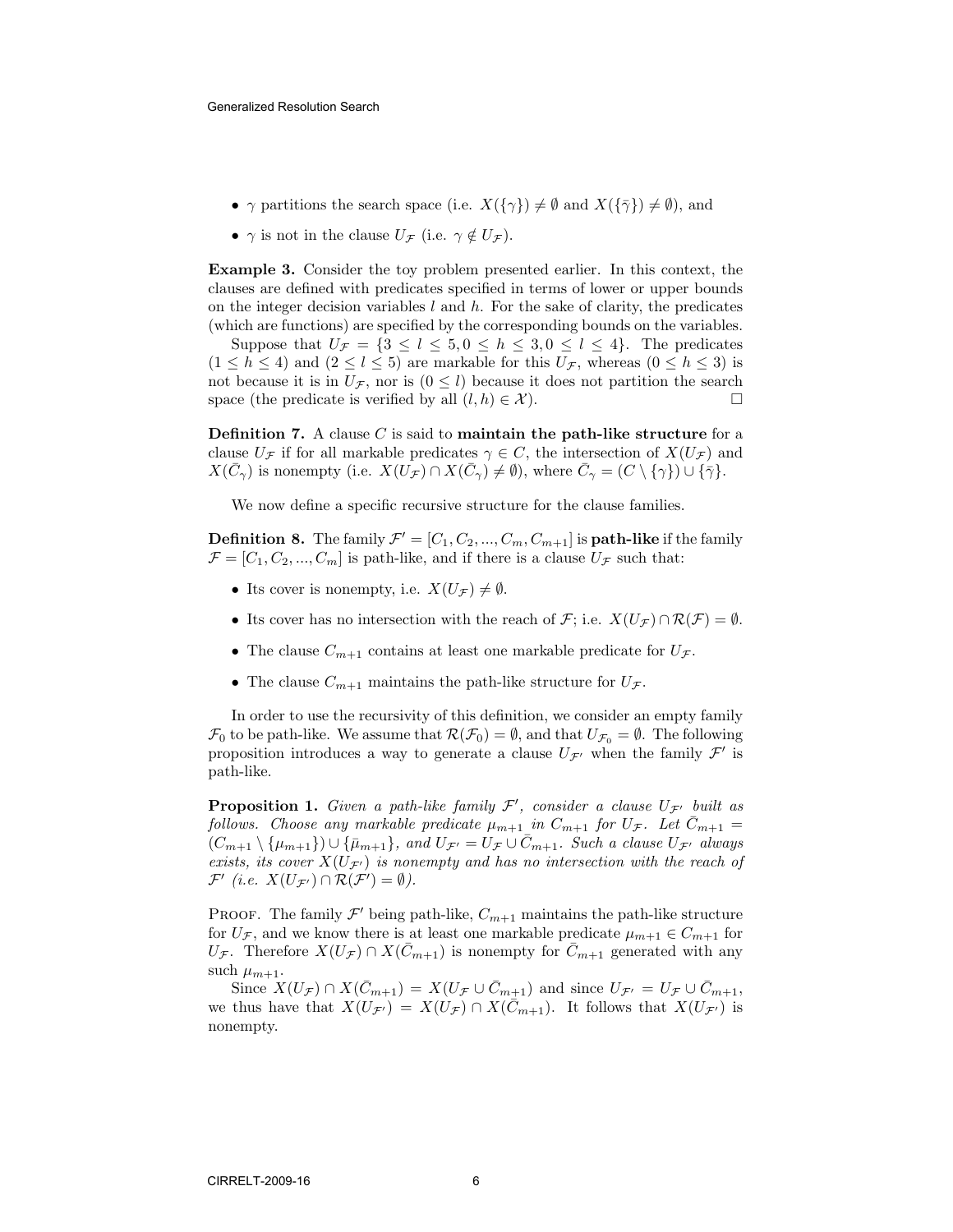- $\gamma$ partitions the search space (i.e. $X(\{\gamma\}) \neq \emptyset$ and $X(\{\bar{\gamma}\}) \neq \emptyset$), and
- $\gamma$ is not in the clause $U_{\mathcal{F}}$ (i.e. $\gamma \notin U_{\mathcal{F}}$).

**Example 3.** Consider the toy problem presented earlier. In this context, the clauses are defined with predicates specified in terms of lower or upper bounds on the integer decision variables $l$ and $h$. For the sake of clarity, the predicates (which are functions) are specified by the corresponding bounds on the variables.

Suppose that $U_{\mathcal{F}} = \{3 \leq l \leq 5, 0 \leq h \leq 3, 0 \leq l \leq 4\}$. The predicates $(1 \leq h \leq 4)$ and $(2 \leq l \leq 5)$ are markable for this $U_{\mathcal{F}}$, whereas $(0 \leq h \leq 3)$ is not because it is in $U_{\mathcal{F}}$, nor is $(0 \leq l)$ because it does not partition the search space (the predicate is verified by all $(l, h) \in \mathcal{X}$). □

**Definition 7.** A clause $C$ is said to **maintain the path-like structure** for a clause $U_{\mathcal{F}}$ if for all markable predicates $\gamma \in C$, the intersection of $X(U_{\mathcal{F}})$ and $X(\bar{C}_\gamma)$ is nonempty (i.e. $X(U_{\mathcal{F}}) \cap X(\bar{C}_\gamma) \neq \emptyset$), where $\bar{C}_\gamma = (C \setminus \{\gamma\}) \cup \{\bar{\gamma}\}$.

We now define a specific recursive structure for the clause families.

**Definition 8.** The family $\mathcal{F}' = [C_1, C_2, ..., C_m, C_{m+1}]$ is **path-like** if the family $\mathcal{F} = [C_1, C_2, ..., C_m]$ is path-like, and if there is a clause $U_{\mathcal{F}}$ such that:

- Its cover is nonempty, i.e. $X(U_{\mathcal{F}}) \neq \emptyset$.
- Its cover has no intersection with the reach of $\mathcal{F}$; i.e. $X(U_{\mathcal{F}}) \cap \mathcal{R}(\mathcal{F}) = \emptyset$.
- The clause $C_{m+1}$ contains at least one markable predicate for $U_{\mathcal{F}}$.
- The clause $C_{m+1}$ maintains the path-like structure for $U_{\mathcal{F}}$.

In order to use the recursivity of this definition, we consider an empty family $\mathcal{F}_0$ to be path-like. We assume that $\mathcal{R}(\mathcal{F}_0) = \emptyset$, and that $U_{\mathcal{F}_0} = \emptyset$. The following proposition introduces a way to generate a clause $U_{\mathcal{F}'}$ when the family $\mathcal{F}'$ is path-like.

**Proposition 1.** *Given a path-like family $\mathcal{F}'$, consider a clause $U_{\mathcal{F}'}$ built as follows. Choose any markable predicate $\mu_{m+1}$ in $C_{m+1}$ for $U_{\mathcal{F}}$. Let $\bar{C}_{m+1} = (C_{m+1} \setminus \{\mu_{m+1}\}) \cup \{\bar{\mu}_{m+1}\}$, and $U_{\mathcal{F}'} = U_{\mathcal{F}} \cup \bar{C}_{m+1}$. Such a clause $U_{\mathcal{F}'}$ always exists, its cover $X(U_{\mathcal{F}'})$ is nonempty and has no intersection with the reach of $\mathcal{F}'$ (i.e. $X(U_{\mathcal{F}'}) \cap \mathcal{R}(\mathcal{F}') = \emptyset$).*

Proof. The family $\mathcal{F}'$ being path-like, $C_{m+1}$ maintains the path-like structure for $U_{\mathcal{F}}$, and we know there is at least one markable predicate $\mu_{m+1} \in C_{m+1}$ for $U_{\mathcal{F}}$. Therefore $X(U_{\mathcal{F}}) \cap X(\bar{C}_{m+1})$ is nonempty for $\bar{C}_{m+1}$ generated with any such $\mu_{m+1}$.

Since $X(U_{\mathcal{F}}) \cap X(\bar{C}_{m+1}) = X(U_{\mathcal{F}} \cup \bar{C}_{m+1})$ and since $U_{\mathcal{F}'} = U_{\mathcal{F}} \cup \bar{C}_{m+1}$, we thus have that $X(U_{\mathcal{F}'}) = X(U_{\mathcal{F}}) \cap X(\bar{C}_{m+1})$. It follows that $X(U_{\mathcal{F}'})$ is nonempty.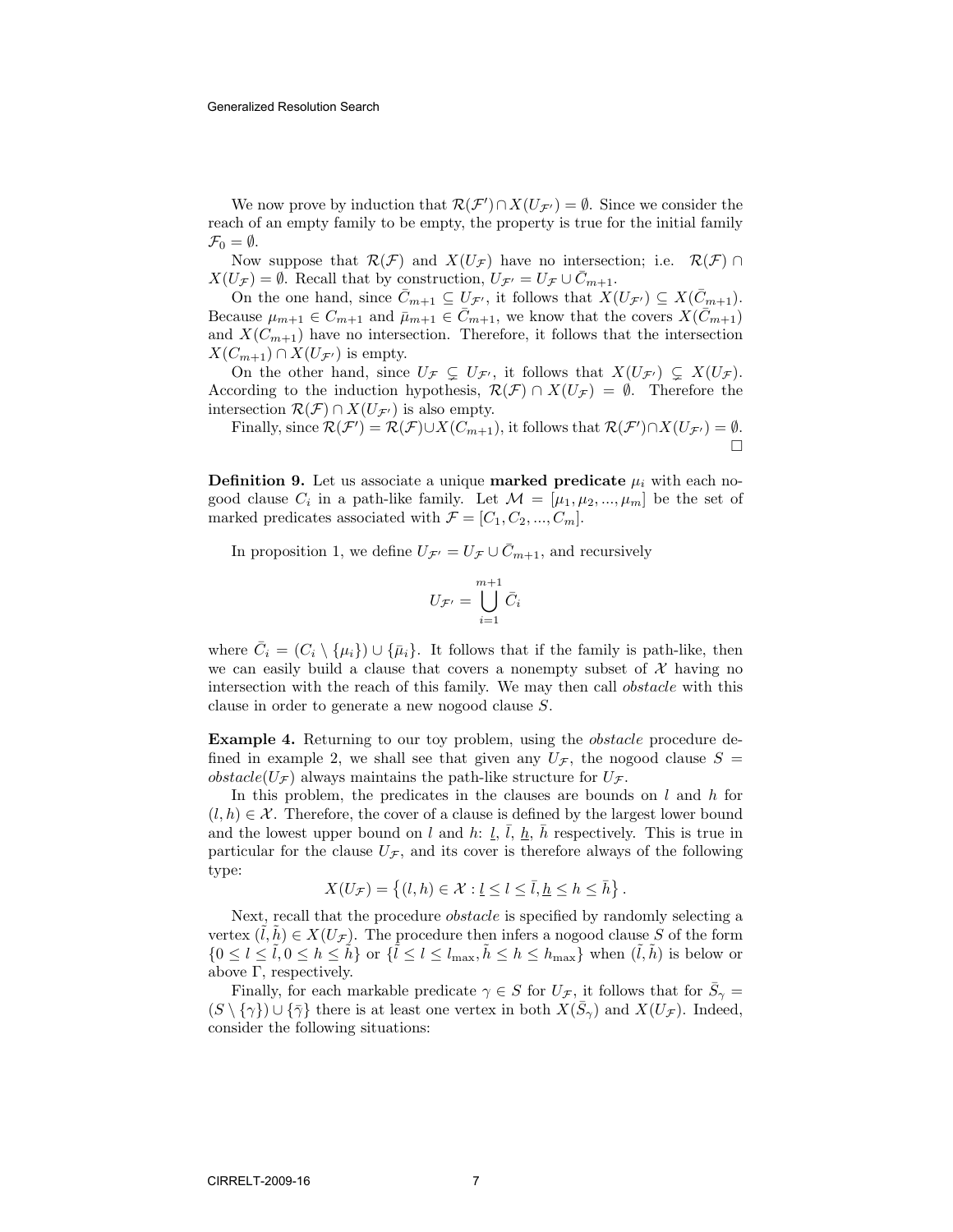We now prove by induction that $\mathcal{R}(\mathcal{F}') \cap X(U_{\mathcal{F}'}) = \emptyset$. Since we consider the reach of an empty family to be empty, the property is true for the initial family $\mathcal{F}_0 = \emptyset$.

Now suppose that $\mathcal{R}(\mathcal{F})$ and $X(U_{\mathcal{F}})$ have no intersection; i.e. $\mathcal{R}(\mathcal{F}) \cap X(U_{\mathcal{F}}) = \emptyset$. Recall that by construction, $U_{\mathcal{F}'} = U_{\mathcal{F}} \cup \bar{C}_{m+1}$.

On the one hand, since $\bar{C}_{m+1} \subseteq U_{\mathcal{F}'}$, it follows that $X(U_{\mathcal{F}'}) \subseteq X(\bar{C}_{m+1})$. Because $\mu_{m+1} \in C_{m+1}$ and $\bar{\mu}_{m+1} \in \bar{C}_{m+1}$, we know that the covers $X(\bar{C}_{m+1})$ and $X(C_{m+1})$ have no intersection. Therefore, it follows that the intersection $X(C_{m+1}) \cap X(U_{\mathcal{F}'})$ is empty.

On the other hand, since $U_{\mathcal{F}} \subsetneq U_{\mathcal{F}'}$, it follows that $X(U_{\mathcal{F}'}) \subsetneq X(U_{\mathcal{F}})$. According to the induction hypothesis, $\mathcal{R}(\mathcal{F}) \cap X(U_{\mathcal{F}}) = \emptyset$. Therefore the intersection $\mathcal{R}(\mathcal{F}) \cap X(U_{\mathcal{F}'})$ is also empty.

Finally, since $\mathcal{R}(\mathcal{F}') = \mathcal{R}(\mathcal{F}) \cup X(C_{m+1})$, it follows that $\mathcal{R}(\mathcal{F}') \cap X(U_{\mathcal{F}'}) = \emptyset$. $\square$

**Definition 9.** Let us associate a unique **marked predicate** $\mu_i$ with each nogood clause $C_i$ in a path-like family. Let $\mathcal{M} = [\mu_1, \mu_2, ..., \mu_m]$ be the set of marked predicates associated with $\mathcal{F} = [C_1, C_2, ..., C_m]$.

In proposition 1, we define $U_{\mathcal{F}'} = U_{\mathcal{F}} \cup \bar{C}_{m+1}$, and recursively

$$U_{\mathcal{F}'} = \bigcup_{i=1}^{m+1} \bar{C}_i$$

where $\bar{C}_i = (C_i \setminus \{\mu_i\}) \cup \{\bar{\mu}_i\}$. It follows that if the family is path-like, then we can easily build a clause that covers a nonempty subset of $\mathcal{X}$ having no intersection with the reach of this family. We may then call *obstacle* with this clause in order to generate a new nogood clause $S$.

**Example 4.** Returning to our toy problem, using the *obstacle* procedure defined in example 2, we shall see that given any $U_{\mathcal{F}}$, the nogood clause $S = obstacle(U_{\mathcal{F}})$ always maintains the path-like structure for $U_{\mathcal{F}}$.

In this problem, the predicates in the clauses are bounds on $l$ and $h$ for $(l, h) \in \mathcal{X}$. Therefore, the cover of a clause is defined by the largest lower bound and the lowest upper bound on $l$ and $h$: $\underline{l}$, $\bar{l}$, $\underline{h}$, $\bar{h}$ respectively. This is true in particular for the clause $U_{\mathcal{F}}$, and its cover is therefore always of the following type:

$$X(U_{\mathcal{F}}) = \left\{(l, h) \in \mathcal{X} : \underline{l} \leq l \leq \bar{l}, \underline{h} \leq h \leq \bar{h}\right\}.$$

Next, recall that the procedure *obstacle* is specified by randomly selecting a vertex $(\tilde{l}, \tilde{h}) \in X(U_{\mathcal{F}})$. The procedure then infers a nogood clause $S$ of the form $\{0 \leq l \leq \tilde{l}, 0 \leq h \leq \tilde{h}\}$ or $\{\tilde{l} \leq l \leq l_{\max}, \tilde{h} \leq h \leq h_{\max}\}$ when $(\tilde{l}, \tilde{h})$ is below or above $\Gamma$, respectively.

Finally, for each markable predicate $\gamma \in S$ for $U_{\mathcal{F}}$, it follows that for $\bar{S}_\gamma = (S \setminus \{\gamma\}) \cup \{\bar{\gamma}\}$ there is at least one vertex in both $X(\bar{S}_\gamma)$ and $X(U_{\mathcal{F}})$. Indeed, consider the following situations: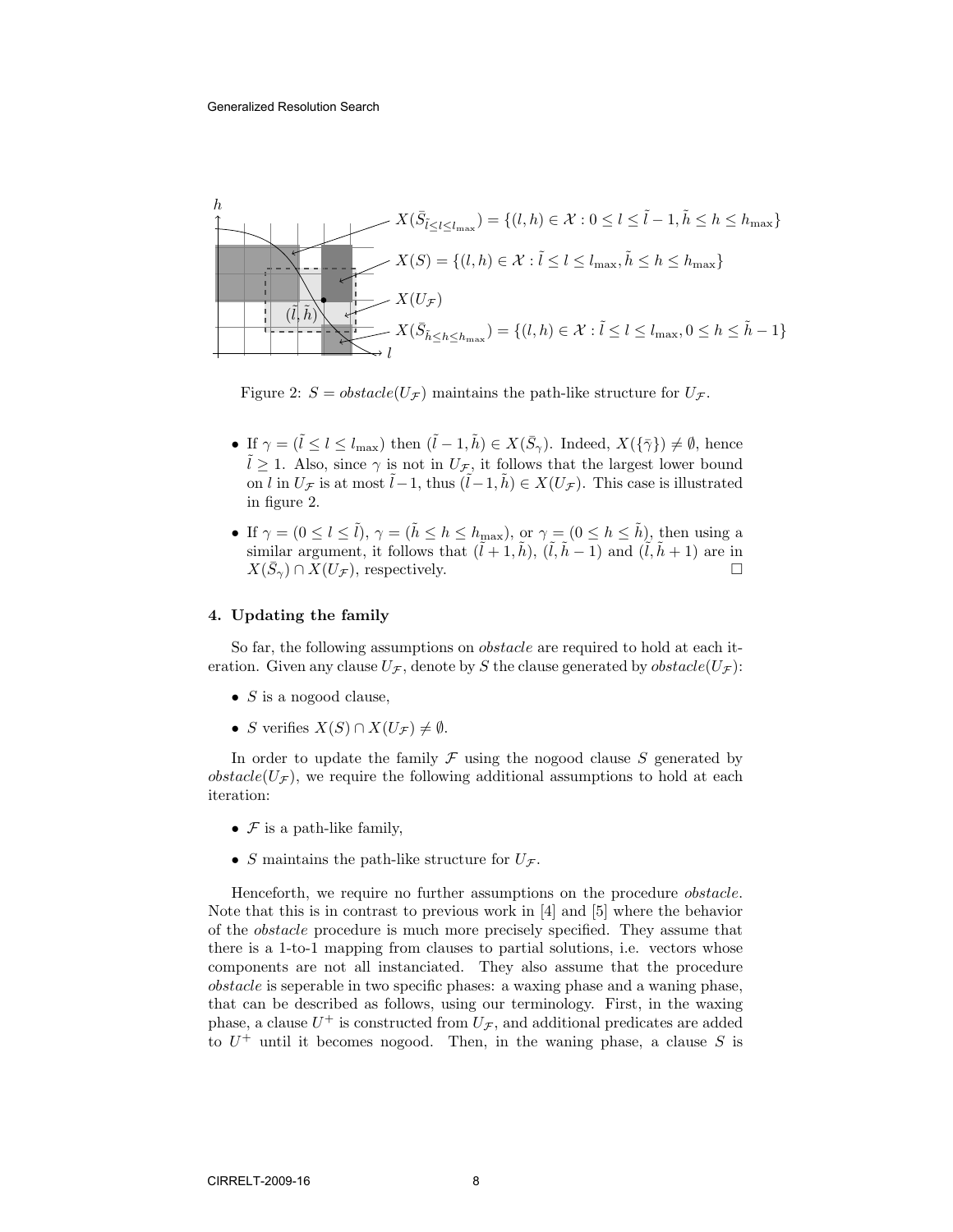$X(\bar{S}_{\tilde{l} \leq l \leq l_{\max}}) = \{(l,h) \in \mathcal{X} : 0 \leq l \leq \tilde{l} - 1, \tilde{h} \leq h \leq h_{\max}\}$

$X(S) = \{(l,h) \in \mathcal{X} : \tilde{l} \leq l \leq l_{\max}, \tilde{h} \leq h \leq h_{\max}\}$

$X(U_{\mathcal{F}})$

$X(\bar{S}_{\tilde{h} \leq h \leq h_{\max}}) = \{(l,h) \in \mathcal{X} : \tilde{l} \leq l \leq l_{\max}, 0 \leq h \leq \tilde{h} - 1\}$

Figure 2: $S = \mathit{obstacle}(U_{\mathcal{F}})$ maintains the path-like structure for $U_{\mathcal{F}}$.

- If $\gamma = (\tilde{l} \leq l \leq l_{\max})$ then $(\tilde{l}-1, \tilde{h}) \in X(\bar{S}_\gamma)$. Indeed, $X(\{\bar{\gamma}\}) \neq \emptyset$, hence $\tilde{l} \geq 1$. Also, since $\gamma$ is not in $U_{\mathcal{F}}$, it follows that the largest lower bound on $l$ in $U_{\mathcal{F}}$ is at most $\tilde{l}-1$, thus $(\tilde{l}-1, \tilde{h}) \in X(U_{\mathcal{F}})$. This case is illustrated in figure 2.
- If $\gamma = (0 \leq l \leq \tilde{l})$, $\gamma = (\tilde{h} \leq h \leq h_{\max})$, or $\gamma = (0 \leq h \leq \tilde{h})$, then using a similar argument, it follows that $(\tilde{l}+1, \tilde{h})$, $(\tilde{l}, \tilde{h}-1)$ and $(\tilde{l}, \tilde{h}+1)$ are in $X(\bar{S}_\gamma) \cap X(U_{\mathcal{F}})$, respectively. $\square$

## 4. Updating the family

So far, the following assumptions on *obstacle* are required to hold at each iteration. Given any clause $U_{\mathcal{F}}$, denote by $S$ the clause generated by $\mathit{obstacle}(U_{\mathcal{F}})$:

- $S$ is a nogood clause,
- $S$ verifies $X(S) \cap X(U_{\mathcal{F}}) \neq \emptyset$.

In order to update the family $\mathcal{F}$ using the nogood clause $S$ generated by $\mathit{obstacle}(U_{\mathcal{F}})$, we require the following additional assumptions to hold at each iteration:

- $\mathcal{F}$ is a path-like family,
- $S$ maintains the path-like structure for $U_{\mathcal{F}}$.

Henceforth, we require no further assumptions on the procedure *obstacle*. Note that this is in contrast to previous work in [4] and [5] where the behavior of the *obstacle* procedure is much more precisely specified. They assume that there is a 1-to-1 mapping from clauses to partial solutions, i.e. vectors whose components are not all instanciated. They also assume that the procedure *obstacle* is seperable in two specific phases: a waxing phase and a waning phase, that can be described as follows, using our terminology. First, in the waxing phase, a clause $U^+$ is constructed from $U_{\mathcal{F}}$, and additional predicates are added to $U^+$ until it becomes nogood. Then, in the waning phase, a clause $S$ is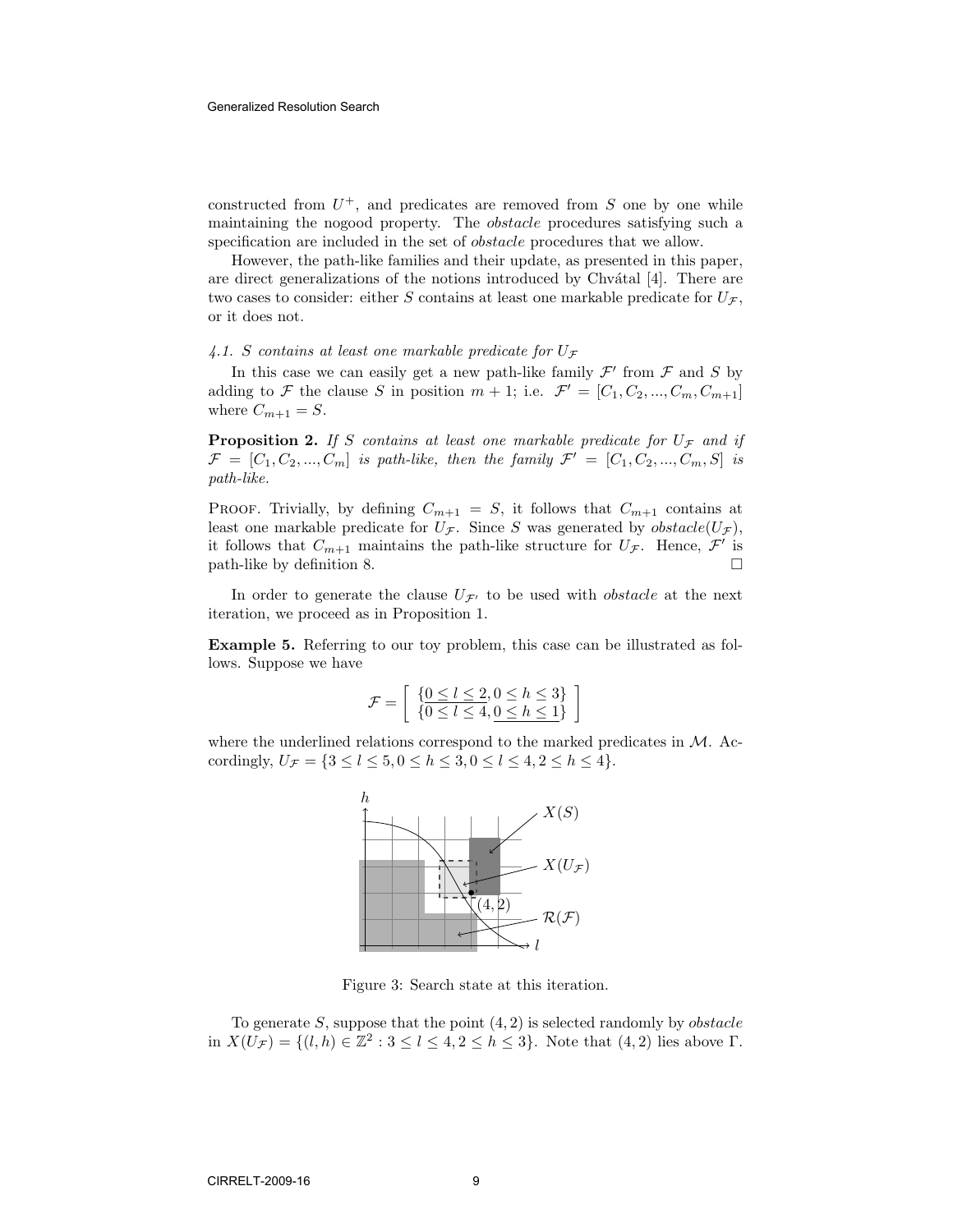constructed from $U^+$, and predicates are removed from $S$ one by one while maintaining the nogood property. The *obstacle* procedures satisfying such a specification are included in the set of *obstacle* procedures that we allow.

However, the path-like families and their update, as presented in this paper, are direct generalizations of the notions introduced by Chvátal [4]. There are two cases to consider: either $S$ contains at least one markable predicate for $U_{\mathcal{F}}$, or it does not.

### *4.1. S contains at least one markable predicate for* $U_{\mathcal{F}}$

In this case we can easily get a new path-like family $\mathcal{F}'$ from $\mathcal{F}$ and $S$ by adding to $\mathcal{F}$ the clause $S$ in position $m+1$; i.e. $\mathcal{F}' = [C_1, C_2, ..., C_m, C_{m+1}]$ where $C_{m+1} = S$.

**Proposition 2.** *If $S$ contains at least one markable predicate for $U_{\mathcal{F}}$ and if $\mathcal{F} = [C_1, C_2, ..., C_m]$ is path-like, then the family $\mathcal{F}' = [C_1, C_2, ..., C_m, S]$ is path-like.*

Proof. Trivially, by defining $C_{m+1} = S$, it follows that $C_{m+1}$ contains at least one markable predicate for $U_{\mathcal{F}}$. Since $S$ was generated by $obstacle(U_{\mathcal{F}})$, it follows that $C_{m+1}$ maintains the path-like structure for $U_{\mathcal{F}}$. Hence, $\mathcal{F}'$ is path-like by definition 8. □

In order to generate the clause $U_{\mathcal{F}'}$ to be used with *obstacle* at the next iteration, we proceed as in Proposition 1.

**Example 5.** Referring to our toy problem, this case can be illustrated as follows. Suppose we have

$$\mathcal{F} = \left[ \begin{array}{c} \{\underline{0 \le l \le 2}, 0 \le h \le 3\} \\ \{0 \le l \le 4, \underline{0 \le h \le 1}\} \end{array} \right]$$

where the underlined relations correspond to the marked predicates in $\mathcal{M}$. Accordingly, $U_{\mathcal{F}} = \{3 \le l \le 5, 0 \le h \le 3, 0 \le l \le 4, 2 \le h \le 4\}$.

Figure 3: Search state at this iteration.

To generate $S$, suppose that the point $(4, 2)$ is selected randomly by *obstacle* in $X(U_{\mathcal{F}}) = \{(l, h) \in \mathbb{Z}^2 : 3 \le l \le 4, 2 \le h \le 3\}$. Note that $(4, 2)$ lies above $\Gamma$.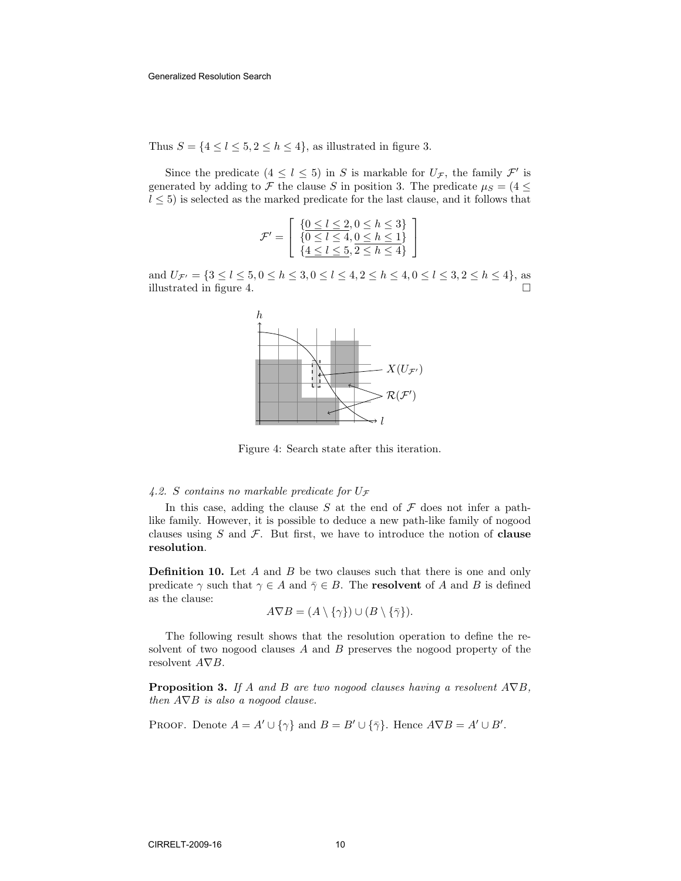Thus $S = \{4 \leq l \leq 5, 2 \leq h \leq 4\}$, as illustrated in figure 3.

Since the predicate $(4 \leq l \leq 5)$ in $S$ is markable for $U_{\mathcal{F}}$, the family $\mathcal{F}'$ is generated by adding to $\mathcal{F}$ the clause $S$ in position 3. The predicate $\mu_S = (4 \leq l \leq 5)$ is selected as the marked predicate for the last clause, and it follows that

$$\mathcal{F}' = \begin{bmatrix} \{\underline{0 \leq l \leq 2}, \underline{0 \leq h \leq 3}\} \\ \{\underline{0 \leq l \leq 4}, \underline{0 \leq h \leq 1}\} \\ \{\underline{4 \leq l \leq 5}, \underline{2 \leq h \leq 4}\} \end{bmatrix}$$

and $U_{\mathcal{F}'} = \{3 \leq l \leq 5, 0 \leq h \leq 3, 0 \leq l \leq 4, 2 \leq h \leq 4, 0 \leq l \leq 3, 2 \leq h \leq 4\}$, as illustrated in figure 4. $\square$

Figure 4: Search state after this iteration.

*4.2. S contains no markable predicate for $U_{\mathcal{F}}$*

In this case, adding the clause $S$ at the end of $\mathcal{F}$ does not infer a path-like family. However, it is possible to deduce a new path-like family of nogood clauses using $S$ and $\mathcal{F}$. But first, we have to introduce the notion of **clause resolution**.

**Definition 10.** Let $A$ and $B$ be two clauses such that there is one and only predicate $\gamma$ such that $\gamma \in A$ and $\bar{\gamma} \in B$. The **resolvent** of $A$ and $B$ is defined as the clause:

$$A \nabla B = (A \setminus \{\gamma\}) \cup (B \setminus \{\bar{\gamma}\}).$$

The following result shows that the resolution operation to define the resolvent of two nogood clauses $A$ and $B$ preserves the nogood property of the resolvent $A \nabla B$.

**Proposition 3.** *If $A$ and $B$ are two nogood clauses having a resolvent $A \nabla B$, then $A \nabla B$ is also a nogood clause.*

Proof. Denote $A = A' \cup \{\gamma\}$ and $B = B' \cup \{\bar{\gamma}\}$. Hence $A \nabla B = A' \cup B'$.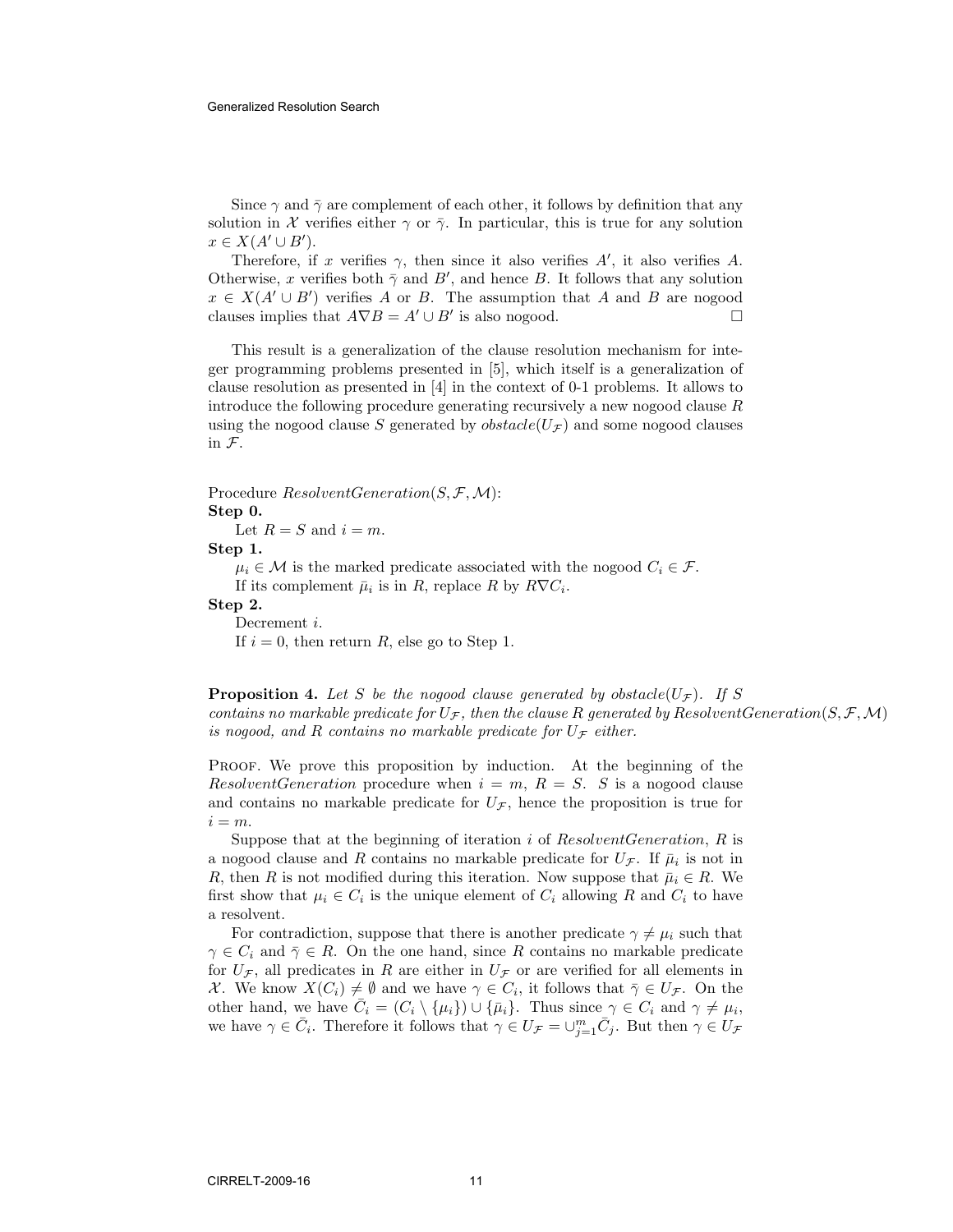Since $\gamma$ and $\bar{\gamma}$ are complement of each other, it follows by definition that any solution in $\mathcal{X}$ verifies either $\gamma$ or $\bar{\gamma}$. In particular, this is true for any solution $x \in X(A' \cup B')$.

Therefore, if $x$ verifies $\gamma$, then since it also verifies $A'$, it also verifies $A$. Otherwise, $x$ verifies both $\bar{\gamma}$ and $B'$, and hence $B$. It follows that any solution $x \in X(A' \cup B')$ verifies $A$ or $B$. The assumption that $A$ and $B$ are nogood clauses implies that $A \nabla B = A' \cup B'$ is also nogood. $\square$

This result is a generalization of the clause resolution mechanism for integer programming problems presented in [5], which itself is a generalization of clause resolution as presented in [4] in the context of 0-1 problems. It allows to introduce the following procedure generating recursively a new nogood clause $R$ using the nogood clause $S$ generated by *obstacle*$(U_{\mathcal{F}})$ and some nogood clauses in $\mathcal{F}$.

Procedure *ResolventGeneration*$(S, \mathcal{F}, \mathcal{M})$:

**Step 0.**

Let $R = S$ and $i = m$.

**Step 1.**

$\mu_i \in \mathcal{M}$ is the marked predicate associated with the nogood $C_i \in \mathcal{F}$.

If its complement $\bar{\mu}_i$ is in $R$, replace $R$ by $R \nabla C_i$.

**Step 2.**

Decrement $i$.

If $i = 0$, then return $R$, else go to Step 1.

**Proposition 4.** *Let $S$ be the nogood clause generated by obstacle$(U_{\mathcal{F}})$. If $S$ contains no markable predicate for $U_{\mathcal{F}}$, then the clause $R$ generated by ResolventGeneration$(S, \mathcal{F}, \mathcal{M})$ is nogood, and $R$ contains no markable predicate for $U_{\mathcal{F}}$ either.*

Proof. We prove this proposition by induction. At the beginning of the *ResolventGeneration* procedure when $i = m$, $R = S$. $S$ is a nogood clause and contains no markable predicate for $U_{\mathcal{F}}$, hence the proposition is true for $i = m$.

Suppose that at the beginning of iteration $i$ of *ResolventGeneration*, $R$ is a nogood clause and $R$ contains no markable predicate for $U_{\mathcal{F}}$. If $\bar{\mu}_i$ is not in $R$, then $R$ is not modified during this iteration. Now suppose that $\bar{\mu}_i \in R$. We first show that $\mu_i \in C_i$ is the unique element of $C_i$ allowing $R$ and $C_i$ to have a resolvent.

For contradiction, suppose that there is another predicate $\gamma \neq \mu_i$ such that $\gamma \in C_i$ and $\bar{\gamma} \in R$. On the one hand, since $R$ contains no markable predicate for $U_{\mathcal{F}}$, all predicates in $R$ are either in $U_{\mathcal{F}}$ or are verified for all elements in $\mathcal{X}$. We know $X(C_i) \neq \emptyset$ and we have $\gamma \in C_i$, it follows that $\bar{\gamma} \in U_{\mathcal{F}}$. On the other hand, we have $\bar{C}_i = (C_i \setminus \{\mu_i\}) \cup \{\bar{\mu}_i\}$. Thus since $\gamma \in C_i$ and $\gamma \neq \mu_i$, we have $\gamma \in \bar{C}_i$. Therefore it follows that $\gamma \in U_{\mathcal{F}} = \cup_{j=1}^{m} \bar{C}_j$. But then $\gamma \in U_{\mathcal{F}}$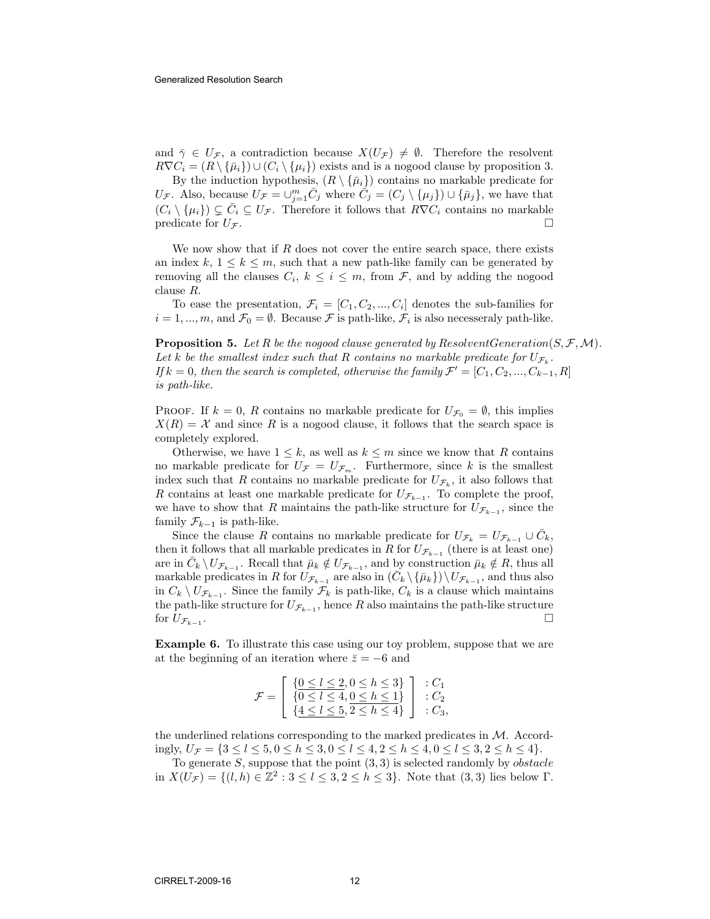and $\bar{\gamma} \in U_{\mathcal{F}}$, a contradiction because $X(U_{\mathcal{F}}) \neq \emptyset$. Therefore the resolvent $R\nabla C_i = (R \setminus \{\bar{\mu}_i\}) \cup (C_i \setminus \{\mu_i\})$ exists and is a nogood clause by proposition 3.

By the induction hypothesis, $(R \setminus \{\bar{\mu}_i\})$ contains no markable predicate for $U_{\mathcal{F}}$. Also, because $U_{\mathcal{F}} = \cup_{j=1}^{m} \bar{C}_j$ where $\bar{C}_j = (C_j \setminus \{\mu_j\}) \cup \{\bar{\mu}_j\}$, we have that $(C_i \setminus \{\mu_i\}) \subsetneq \bar{C}_i \subseteq U_{\mathcal{F}}$. Therefore it follows that $R\nabla C_i$ contains no markable predicate for $U_{\mathcal{F}}$. □

We now show that if $R$ does not cover the entire search space, there exists an index $k$, $1 \leq k \leq m$, such that a new path-like family can be generated by removing all the clauses $C_i$, $k \leq i \leq m$, from $\mathcal{F}$, and by adding the nogood clause $R$.

To ease the presentation, $\mathcal{F}_i = [C_1, C_2, ..., C_i]$ denotes the sub-families for $i = 1, ..., m$, and $\mathcal{F}_0 = \emptyset$. Because $\mathcal{F}$ is path-like, $\mathcal{F}_i$ is also necesseraly path-like.

**Proposition 5.** *Let $R$ be the nogood clause generated by ResolventGeneration$(S, \mathcal{F}, \mathcal{M})$. Let $k$ be the smallest index such that $R$ contains no markable predicate for $U_{\mathcal{F}_k}$. If $k = 0$, then the search is completed, otherwise the family $\mathcal{F}' = [C_1, C_2, ..., C_{k-1}, R]$ is path-like.*

Proof. If $k = 0$, $R$ contains no markable predicate for $U_{\mathcal{F}_0} = \emptyset$, this implies $X(R) = \mathcal{X}$ and since $R$ is a nogood clause, it follows that the search space is completely explored.

Otherwise, we have $1 \leq k$, as well as $k \leq m$ since we know that $R$ contains no markable predicate for $U_{\mathcal{F}} = U_{\mathcal{F}_m}$. Furthermore, since $k$ is the smallest index such that $R$ contains no markable predicate for $U_{\mathcal{F}_k}$, it also follows that $R$ contains at least one markable predicate for $U_{\mathcal{F}_{k-1}}$. To complete the proof, we have to show that $R$ maintains the path-like structure for $U_{\mathcal{F}_{k-1}}$, since the family $\mathcal{F}_{k-1}$ is path-like.

Since the clause $R$ contains no markable predicate for $U_{\mathcal{F}_k} = U_{\mathcal{F}_{k-1}} \cup \bar{C}_k$, then it follows that all markable predicates in $R$ for $U_{\mathcal{F}_{k-1}}$ (there is at least one) are in $\bar{C}_k \setminus U_{\mathcal{F}_{k-1}}$. Recall that $\bar{\mu}_k \notin U_{\mathcal{F}_{k-1}}$, and by construction $\bar{\mu}_k \notin R$, thus all markable predicates in $R$ for $U_{\mathcal{F}_{k-1}}$ are also in $(\bar{C}_k \setminus \{\bar{\mu}_k\}) \setminus U_{\mathcal{F}_{k-1}}$, and thus also in $C_k \setminus U_{\mathcal{F}_{k-1}}$. Since the family $\mathcal{F}_k$ is path-like, $C_k$ is a clause which maintains the path-like structure for $U_{\mathcal{F}_{k-1}}$, hence $R$ also maintains the path-like structure for $U_{\mathcal{F}_{k-1}}$. □

**Example 6.** To illustrate this case using our toy problem, suppose that we are at the beginning of an iteration where $\bar{z} = -6$ and

$$\mathcal{F} = \left[ \begin{array}{c} \{\underline{0 \leq l \leq 2}, 0 \leq h \leq 3\} \\ \{\underline{0 \leq l \leq 4}, \underline{0 \leq h \leq 1}\} \\ \{\underline{4 \leq l \leq 5}, \underline{2 \leq h \leq 4}\} \end{array} \right] \begin{array}{l} : C_1 \\ : C_2 \\ : C_3, \end{array}$$

the underlined relations corresponding to the marked predicates in $\mathcal{M}$. Accordingly, $U_{\mathcal{F}} = \{3 \leq l \leq 5, 0 \leq h \leq 3, 0 \leq l \leq 4, 2 \leq h \leq 4, 0 \leq l \leq 3, 2 \leq h \leq 4\}$.

To generate $S$, suppose that the point $(3, 3)$ is selected randomly by *obstacle* in $X(U_{\mathcal{F}}) = \{(l, h) \in \mathbb{Z}^2 : 3 \leq l \leq 3, 2 \leq h \leq 3\}$. Note that $(3, 3)$ lies below $\Gamma$.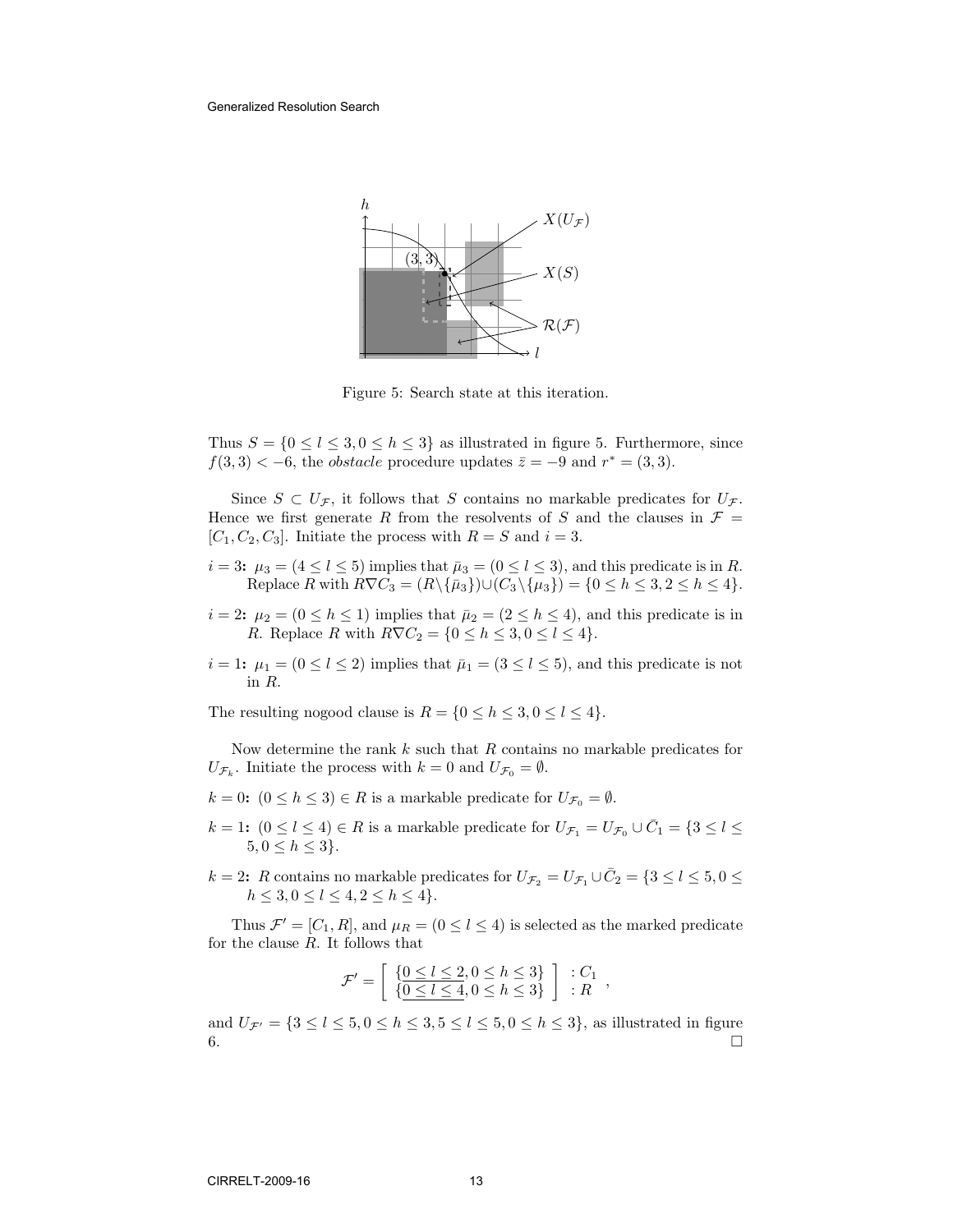Figure 5: Search state at this iteration.

Thus $S = \{0 \le l \le 3, 0 \le h \le 3\}$ as illustrated in figure 5. Furthermore, since $f(3,3) < -6$, the *obstacle* procedure updates $\bar{z} = -9$ and $r^* = (3,3)$.

Since $S \subset U_{\mathcal{F}}$, it follows that $S$ contains no markable predicates for $U_{\mathcal{F}}$. Hence we first generate $R$ from the resolvents of $S$ and the clauses in $\mathcal{F} = [C_1, C_2, C_3]$. Initiate the process with $R = S$ and $i = 3$.

**$i = 3$:** $\mu_3 = (4 \le l \le 5)$ implies that $\bar{\mu}_3 = (0 \le l \le 3)$, and this predicate is in $R$. Replace $R$ with $R \nabla C_3 = (R \backslash \{\bar{\mu}_3\}) \cup (C_3 \backslash \{\mu_3\}) = \{0 \le h \le 3, 2 \le h \le 4\}$.

**$i = 2$:** $\mu_2 = (0 \le h \le 1)$ implies that $\bar{\mu}_2 = (2 \le h \le 4)$, and this predicate is in $R$. Replace $R$ with $R \nabla C_2 = \{0 \le h \le 3, 0 \le l \le 4\}$.

**$i = 1$:** $\mu_1 = (0 \le l \le 2)$ implies that $\bar{\mu}_1 = (3 \le l \le 5)$, and this predicate is not in $R$.

The resulting nogood clause is $R = \{0 \le h \le 3, 0 \le l \le 4\}$.

Now determine the rank $k$ such that $R$ contains no markable predicates for $U_{\mathcal{F}_k}$. Initiate the process with $k = 0$ and $U_{\mathcal{F}_0} = \emptyset$.

**$k = 0$:** $(0 \le h \le 3) \in R$ is a markable predicate for $U_{\mathcal{F}_0} = \emptyset$.

**$k = 1$:** $(0 \le l \le 4) \in R$ is a markable predicate for $U_{\mathcal{F}_1} = U_{\mathcal{F}_0} \cup \bar{C}_1 = \{3 \le l \le 5, 0 \le h \le 3\}$.

**$k = 2$:** $R$ contains no markable predicates for $U_{\mathcal{F}_2} = U_{\mathcal{F}_1} \cup \bar{C}_2 = \{3 \le l \le 5, 0 \le h \le 3, 0 \le l \le 4, 2 \le h \le 4\}$.

Thus $\mathcal{F}' = [C_1, R]$, and $\mu_R = (0 \le l \le 4)$ is selected as the marked predicate for the clause $R$. It follows that

$$\mathcal{F}' = \left[ \begin{array}{c} \{\underline{0 \le l \le 2}, 0 \le h \le 3\} \\ \{\underline{0 \le l \le 4}, 0 \le h \le 3\} \end{array} \right] \begin{array}{l} : C_1 \\ : R \end{array},$$

and $U_{\mathcal{F}'} = \{3 \le l \le 5, 0 \le h \le 3, 5 \le l \le 5, 0 \le h \le 3\}$, as illustrated in figure 6. □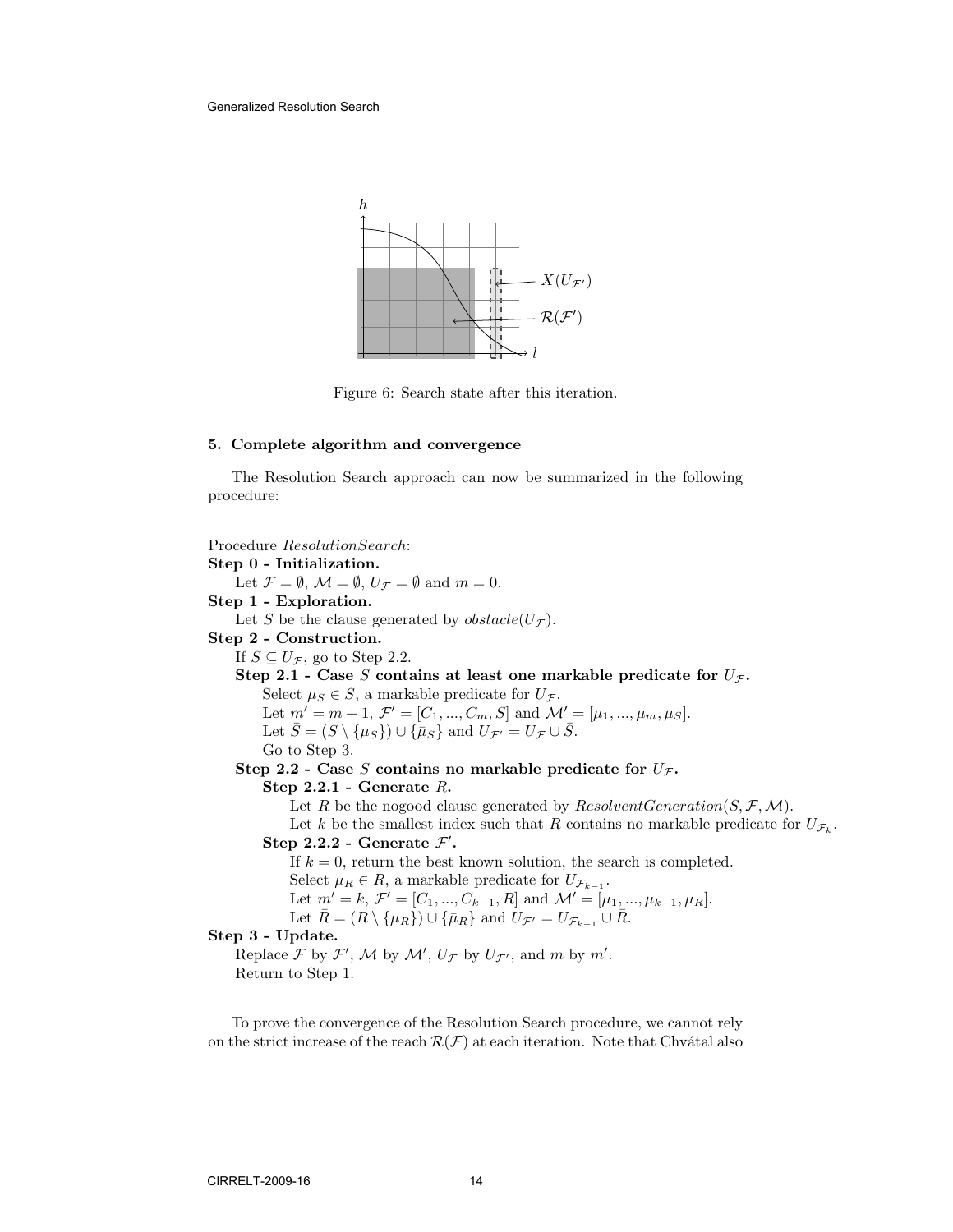Figure 6: Search state after this iteration.

## 5. Complete algorithm and convergence

The Resolution Search approach can now be summarized in the following procedure:

Procedure *ResolutionSearch*:

**Step 0 - Initialization.**

Let $\mathcal{F} = \emptyset$, $\mathcal{M} = \emptyset$, $U_{\mathcal{F}} = \emptyset$ and $m = 0$.

**Step 1 - Exploration.**

Let $S$ be the clause generated by *obstacle*$(U_{\mathcal{F}})$.

**Step 2 - Construction.**

If $S \subseteq U_{\mathcal{F}}$, go to Step 2.2.

**Step 2.1 - Case $S$ contains at least one markable predicate for $U_{\mathcal{F}}$.**

Select $\mu_S \in S$, a markable predicate for $U_{\mathcal{F}}$.

Let $m' = m + 1$, $\mathcal{F}' = [C_1, ..., C_m, S]$ and $\mathcal{M}' = [\mu_1, ..., \mu_m, \mu_S]$.

Let $\bar{S} = (S \setminus \{\mu_S\}) \cup \{\bar{\mu}_S\}$ and $U_{\mathcal{F}'} = U_{\mathcal{F}} \cup \bar{S}$.

Go to Step 3.

**Step 2.2 - Case $S$ contains no markable predicate for $U_{\mathcal{F}}$.**

**Step 2.2.1 - Generate $R$.**

Let $R$ be the nogood clause generated by *ResolventGeneration*$(S, \mathcal{F}, \mathcal{M})$.

Let $k$ be the smallest index such that $R$ contains no markable predicate for $U_{\mathcal{F}_k}$.

**Step 2.2.2 - Generate $\mathcal{F}'$.**

If $k = 0$, return the best known solution, the search is completed.

Select $\mu_R \in R$, a markable predicate for $U_{\mathcal{F}_{k-1}}$.

Let $m' = k$, $\mathcal{F}' = [C_1, ..., C_{k-1}, R]$ and $\mathcal{M}' = [\mu_1, ..., \mu_{k-1}, \mu_R]$.

Let $\bar{R} = (R \setminus \{\mu_R\}) \cup \{\bar{\mu}_R\}$ and $U_{\mathcal{F}'} = U_{\mathcal{F}_{k-1}} \cup \bar{R}$.

**Step 3 - Update.**

Replace $\mathcal{F}$ by $\mathcal{F}'$, $\mathcal{M}$ by $\mathcal{M}'$, $U_{\mathcal{F}}$ by $U_{\mathcal{F}'}$, and $m$ by $m'$.

Return to Step 1.

To prove the convergence of the Resolution Search procedure, we cannot rely on the strict increase of the reach $\mathcal{R}(\mathcal{F})$ at each iteration. Note that Chvátal also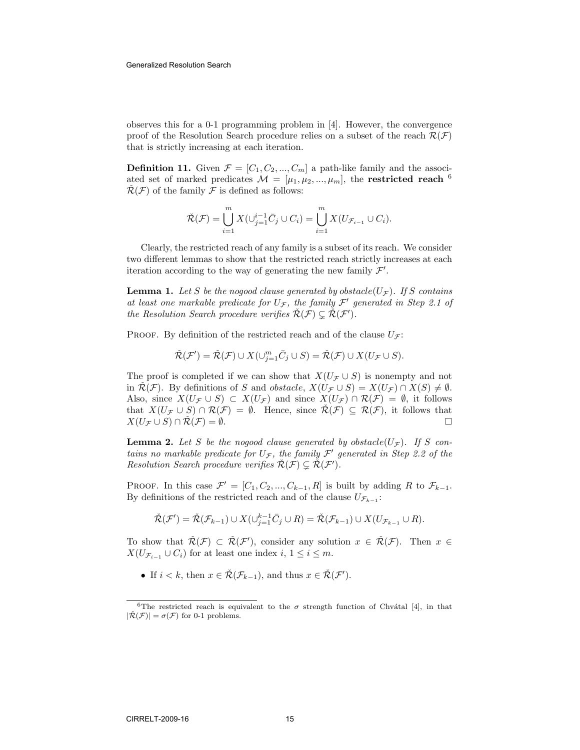observes this for a 0-1 programming problem in [4]. However, the convergence proof of the Resolution Search procedure relies on a subset of the reach $\mathcal{R}(\mathcal{F})$ that is strictly increasing at each iteration.

**Definition 11.** Given $\mathcal{F} = [C_1, C_2, ..., C_m]$ a path-like family and the associated set of marked predicates $\mathcal{M} = [\mu_1, \mu_2, ..., \mu_m]$, the **restricted reach** [6] $\check{\mathcal{R}}(\mathcal{F})$ of the family $\mathcal{F}$ is defined as follows:

$$\check{\mathcal{R}}(\mathcal{F}) = \bigcup_{i=1}^{m} X(\cup_{j=1}^{i-1} \bar{C}_j \cup C_i) = \bigcup_{i=1}^{m} X(U_{\mathcal{F}_{i-1}} \cup C_i).$$

Clearly, the restricted reach of any family is a subset of its reach. We consider two different lemmas to show that the restricted reach strictly increases at each iteration according to the way of generating the new family $\mathcal{F}'$.

**Lemma 1.** *Let $S$ be the nogood clause generated by obstacle$(U_{\mathcal{F}})$. If $S$ contains at least one markable predicate for $U_{\mathcal{F}}$, the family $\mathcal{F}'$ generated in Step 2.1 of the Resolution Search procedure verifies $\check{\mathcal{R}}(\mathcal{F}) \subsetneq \check{\mathcal{R}}(\mathcal{F}')$.*

Proof. By definition of the restricted reach and of the clause $U_{\mathcal{F}}$:

$$\check{\mathcal{R}}(\mathcal{F}') = \check{\mathcal{R}}(\mathcal{F}) \cup X(\cup_{j=1}^{m} \bar{C}_j \cup S) = \check{\mathcal{R}}(\mathcal{F}) \cup X(U_{\mathcal{F}} \cup S).$$

The proof is completed if we can show that $X(U_{\mathcal{F}} \cup S)$ is nonempty and not in $\check{\mathcal{R}}(\mathcal{F})$. By definitions of $S$ and *obstacle*, $X(U_{\mathcal{F}} \cup S) = X(U_{\mathcal{F}}) \cap X(S) \neq \emptyset$. Also, since $X(U_{\mathcal{F}} \cup S) \subset X(U_{\mathcal{F}})$ and since $X(U_{\mathcal{F}}) \cap \mathcal{R}(\mathcal{F}) = \emptyset$, it follows that $X(U_{\mathcal{F}} \cup S) \cap \mathcal{R}(\mathcal{F}) = \emptyset$. Hence, since $\check{\mathcal{R}}(\mathcal{F}) \subseteq \mathcal{R}(\mathcal{F})$, it follows that $X(U_{\mathcal{F}} \cup S) \cap \check{\mathcal{R}}(\mathcal{F}) = \emptyset$. □

**Lemma 2.** *Let $S$ be the nogood clause generated by obstacle$(U_{\mathcal{F}})$. If $S$ contains no markable predicate for $U_{\mathcal{F}}$, the family $\mathcal{F}'$ generated in Step 2.2 of the Resolution Search procedure verifies $\check{\mathcal{R}}(\mathcal{F}) \subsetneq \check{\mathcal{R}}(\mathcal{F}')$.*

Proof. In this case $\mathcal{F}' = [C_1, C_2, ..., C_{k-1}, R]$ is built by adding $R$ to $\mathcal{F}_{k-1}$. By definitions of the restricted reach and of the clause $U_{\mathcal{F}_{k-1}}$:

$$\check{\mathcal{R}}(\mathcal{F}') = \check{\mathcal{R}}(\mathcal{F}_{k-1}) \cup X(\cup_{j=1}^{k-1} \bar{C}_j \cup R) = \check{\mathcal{R}}(\mathcal{F}_{k-1}) \cup X(U_{\mathcal{F}_{k-1}} \cup R).$$

To show that $\check{\mathcal{R}}(\mathcal{F}) \subset \check{\mathcal{R}}(\mathcal{F}')$, consider any solution $x \in \check{\mathcal{R}}(\mathcal{F})$. Then $x \in X(U_{\mathcal{F}_{i-1}} \cup C_i)$ for at least one index $i$, $1 \leq i \leq m$.

- If $i < k$, then $x \in \check{\mathcal{R}}(\mathcal{F}_{k-1})$, and thus $x \in \check{\mathcal{R}}(\mathcal{F}')$.

[6] The restricted reach is equivalent to the $\sigma$ strength function of Chvátal [4], in that $|\check{\mathcal{R}}(\mathcal{F})| = \sigma(\mathcal{F})$ for 0-1 problems.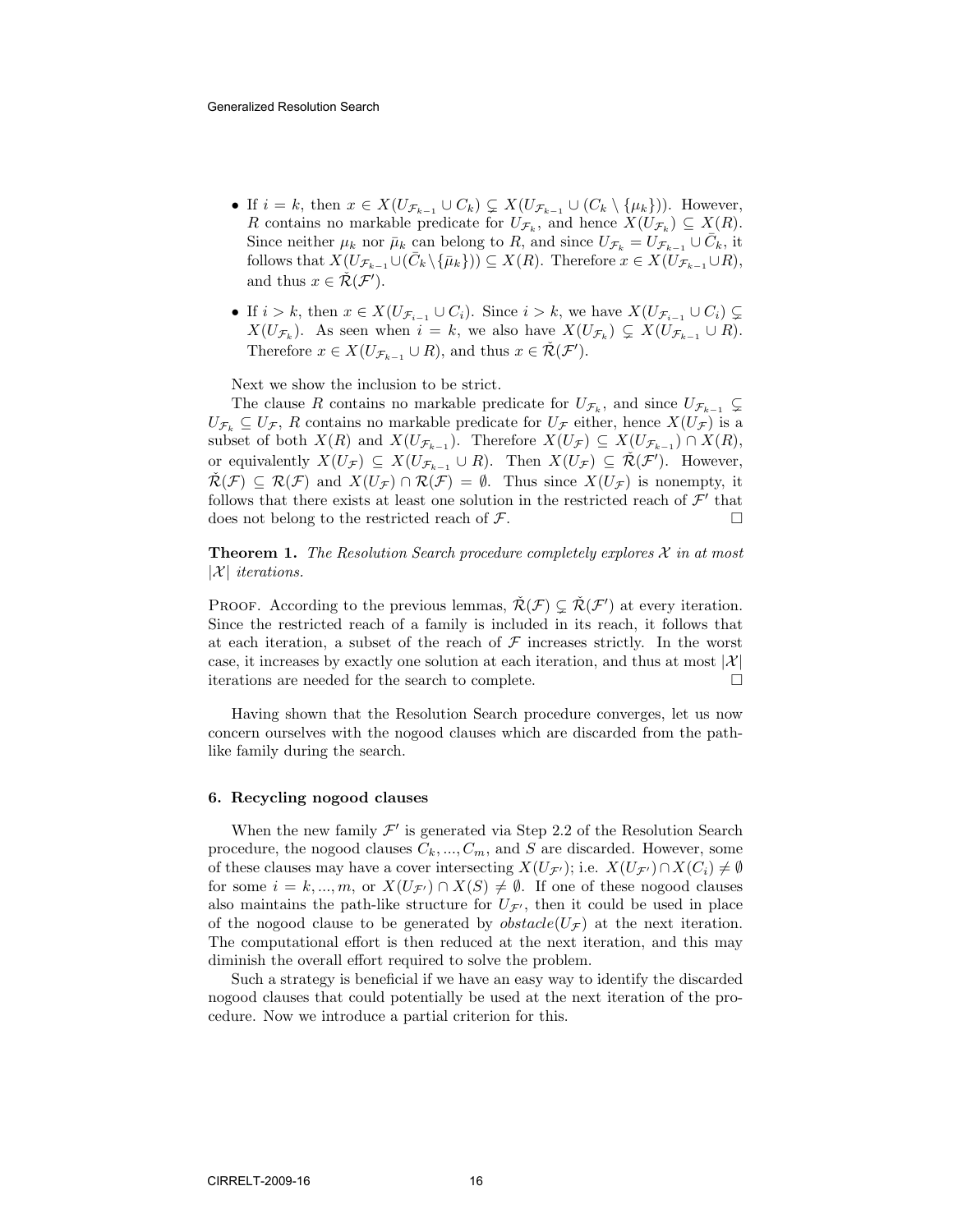- If $i = k$, then $x \in X(U_{\mathcal{F}_{k-1}} \cup C_k) \subsetneq X(U_{\mathcal{F}_{k-1}} \cup (C_k \setminus \{\mu_k\}))$. However, $R$ contains no markable predicate for $U_{\mathcal{F}_k}$, and hence $X(U_{\mathcal{F}_k}) \subseteq X(R)$. Since neither $\mu_k$ nor $\bar{\mu}_k$ can belong to $R$, and since $U_{\mathcal{F}_k} = U_{\mathcal{F}_{k-1}} \cup \bar{C}_k$, it follows that $X(U_{\mathcal{F}_{k-1}} \cup (\bar{C}_k \setminus \{\bar{\mu}_k\})) \subseteq X(R)$. Therefore $x \in X(U_{\mathcal{F}_{k-1}} \cup R)$, and thus $x \in \check{\mathcal{R}}(\mathcal{F}')$.
- If $i > k$, then $x \in X(U_{\mathcal{F}_{i-1}} \cup C_i)$. Since $i > k$, we have $X(U_{\mathcal{F}_{i-1}} \cup C_i) \subsetneq X(U_{\mathcal{F}_k})$. As seen when $i = k$, we also have $X(U_{\mathcal{F}_k}) \subsetneq X(U_{\mathcal{F}_{k-1}} \cup R)$. Therefore $x \in X(U_{\mathcal{F}_{k-1}} \cup R)$, and thus $x \in \check{\mathcal{R}}(\mathcal{F}')$.

Next we show the inclusion to be strict.

The clause $R$ contains no markable predicate for $U_{\mathcal{F}_k}$, and since $U_{\mathcal{F}_{k-1}} \subsetneq U_{\mathcal{F}_k} \subseteq U_{\mathcal{F}}$, $R$ contains no markable predicate for $U_{\mathcal{F}}$ either, hence $X(U_{\mathcal{F}})$ is a subset of both $X(R)$ and $X(U_{\mathcal{F}_{k-1}})$. Therefore $X(U_{\mathcal{F}}) \subseteq X(U_{\mathcal{F}_{k-1}}) \cap X(R)$, or equivalently $X(U_{\mathcal{F}}) \subseteq X(U_{\mathcal{F}_{k-1}} \cup R)$. Then $X(U_{\mathcal{F}}) \subseteq \check{\mathcal{R}}(\mathcal{F}')$. However, $\check{\mathcal{R}}(\mathcal{F}) \subseteq \mathcal{R}(\mathcal{F})$ and $X(U_{\mathcal{F}}) \cap \mathcal{R}(\mathcal{F}) = \emptyset$. Thus since $X(U_{\mathcal{F}})$ is nonempty, it follows that there exists at least one solution in the restricted reach of $\mathcal{F}'$ that does not belong to the restricted reach of $\mathcal{F}$. □

**Theorem 1.** *The Resolution Search procedure completely explores $\mathcal{X}$ in at most $|\mathcal{X}|$ iterations.*

Proof. According to the previous lemmas, $\check{\mathcal{R}}(\mathcal{F}) \subsetneq \check{\mathcal{R}}(\mathcal{F}')$ at every iteration. Since the restricted reach of a family is included in its reach, it follows that at each iteration, a subset of the reach of $\mathcal{F}$ increases strictly. In the worst case, it increases by exactly one solution at each iteration, and thus at most $|\mathcal{X}|$ iterations are needed for the search to complete. □

Having shown that the Resolution Search procedure converges, let us now concern ourselves with the nogood clauses which are discarded from the path-like family during the search.

### 6. Recycling nogood clauses

When the new family $\mathcal{F}'$ is generated via Step 2.2 of the Resolution Search procedure, the nogood clauses $C_k, ..., C_m$, and $S$ are discarded. However, some of these clauses may have a cover intersecting $X(U_{\mathcal{F}'})$; i.e. $X(U_{\mathcal{F}'}) \cap X(C_i) \neq \emptyset$ for some $i = k, ..., m$, or $X(U_{\mathcal{F}'}) \cap X(S) \neq \emptyset$. If one of these nogood clauses also maintains the path-like structure for $U_{\mathcal{F}'}$, then it could be used in place of the nogood clause to be generated by $obstacle(U_{\mathcal{F}})$ at the next iteration. The computational effort is then reduced at the next iteration, and this may diminish the overall effort required to solve the problem.

Such a strategy is beneficial if we have an easy way to identify the discarded nogood clauses that could potentially be used at the next iteration of the procedure. Now we introduce a partial criterion for this.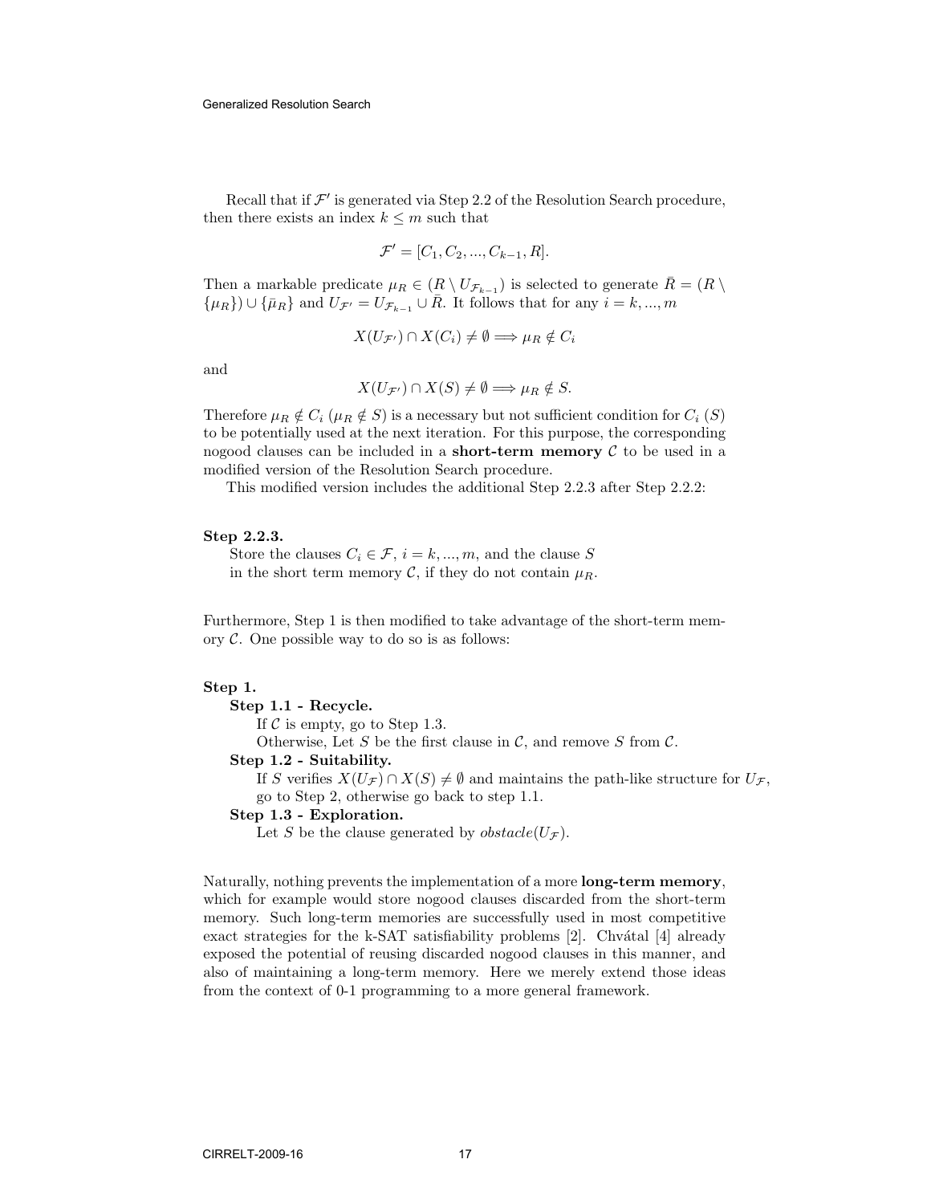Recall that if $\mathcal{F}'$ is generated via Step 2.2 of the Resolution Search procedure, then there exists an index $k \leq m$ such that

$$\mathcal{F}' = [C_1, C_2, ..., C_{k-1}, R].$$

Then a markable predicate $\mu_R \in (R \setminus U_{\mathcal{F}_{k-1}})$ is selected to generate $\bar{R} = (R \setminus \{\mu_R\}) \cup \{\bar{\mu}_R\}$ and $U_{\mathcal{F}'} = U_{\mathcal{F}_{k-1}} \cup \bar{R}$. It follows that for any $i = k, ..., m$

$$X(U_{\mathcal{F}'}) \cap X(C_i) \neq \emptyset \Longrightarrow \mu_R \notin C_i$$

and

$$X(U_{\mathcal{F}'}) \cap X(S) \neq \emptyset \Longrightarrow \mu_R \notin S.$$

Therefore $\mu_R \notin C_i$ ($\mu_R \notin S$) is a necessary but not sufficient condition for $C_i$ ($S$) to be potentially used at the next iteration. For this purpose, the corresponding nogood clauses can be included in a **short-term memory** $\mathcal{C}$ to be used in a modified version of the Resolution Search procedure.

This modified version includes the additional Step 2.2.3 after Step 2.2.2:

**Step 2.2.3.**
Store the clauses $C_i \in \mathcal{F}$, $i = k, ..., m$, and the clause $S$ in the short term memory $\mathcal{C}$, if they do not contain $\mu_R$.

Furthermore, Step 1 is then modified to take advantage of the short-term memory $\mathcal{C}$. One possible way to do so is as follows:

**Step 1.**

**Step 1.1 - Recycle.**
If $\mathcal{C}$ is empty, go to Step 1.3.
Otherwise, Let $S$ be the first clause in $\mathcal{C}$, and remove $S$ from $\mathcal{C}$.

**Step 1.2 - Suitability.**
If $S$ verifies $X(U_{\mathcal{F}}) \cap X(S) \neq \emptyset$ and maintains the path-like structure for $U_{\mathcal{F}}$, go to Step 2, otherwise go back to step 1.1.

**Step 1.3 - Exploration.**
Let $S$ be the clause generated by $obstacle(U_{\mathcal{F}})$.

Naturally, nothing prevents the implementation of a more **long-term memory**, which for example would store nogood clauses discarded from the short-term memory. Such long-term memories are successfully used in most competitive exact strategies for the k-SAT satisfiability problems [2]. Chvátal [4] already exposed the potential of reusing discarded nogood clauses in this manner, and also of maintaining a long-term memory. Here we merely extend those ideas from the context of 0-1 programming to a more general framework.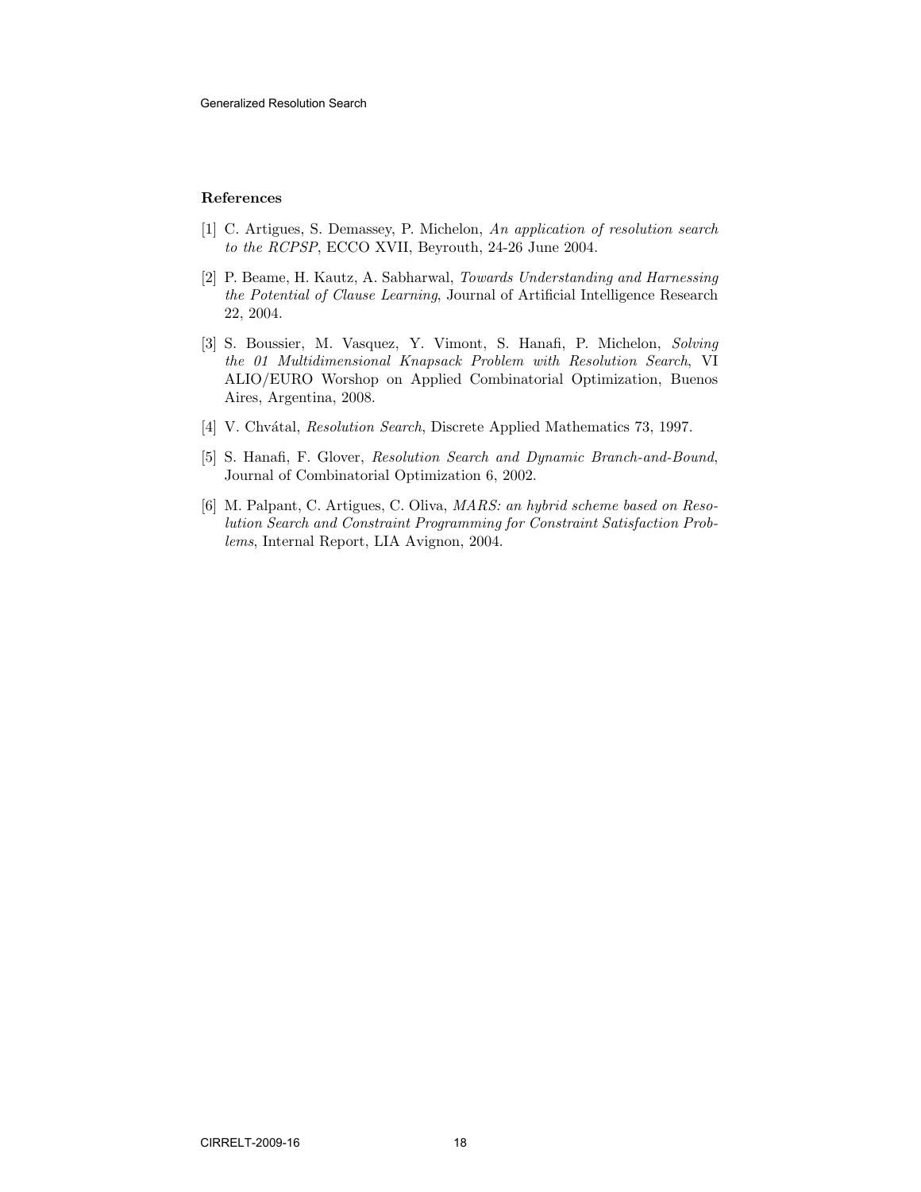### References

[1] C. Artigues, S. Demassey, P. Michelon, *An application of resolution search to the RCPSP*, ECCO XVII, Beyrouth, 24-26 June 2004.

[2] P. Beame, H. Kautz, A. Sabharwal, *Towards Understanding and Harnessing the Potential of Clause Learning*, Journal of Artificial Intelligence Research 22, 2004.

[3] S. Boussier, M. Vasquez, Y. Vimont, S. Hanafi, P. Michelon, *Solving the 01 Multidimensional Knapsack Problem with Resolution Search*, VI ALIO/EURO Worshop on Applied Combinatorial Optimization, Buenos Aires, Argentina, 2008.

[4] V. Chvátal, *Resolution Search*, Discrete Applied Mathematics 73, 1997.

[5] S. Hanafi, F. Glover, *Resolution Search and Dynamic Branch-and-Bound*, Journal of Combinatorial Optimization 6, 2002.

[6] M. Palpant, C. Artigues, C. Oliva, *MARS: an hybrid scheme based on Resolution Search and Constraint Programming for Constraint Satisfaction Problems*, Internal Report, LIA Avignon, 2004.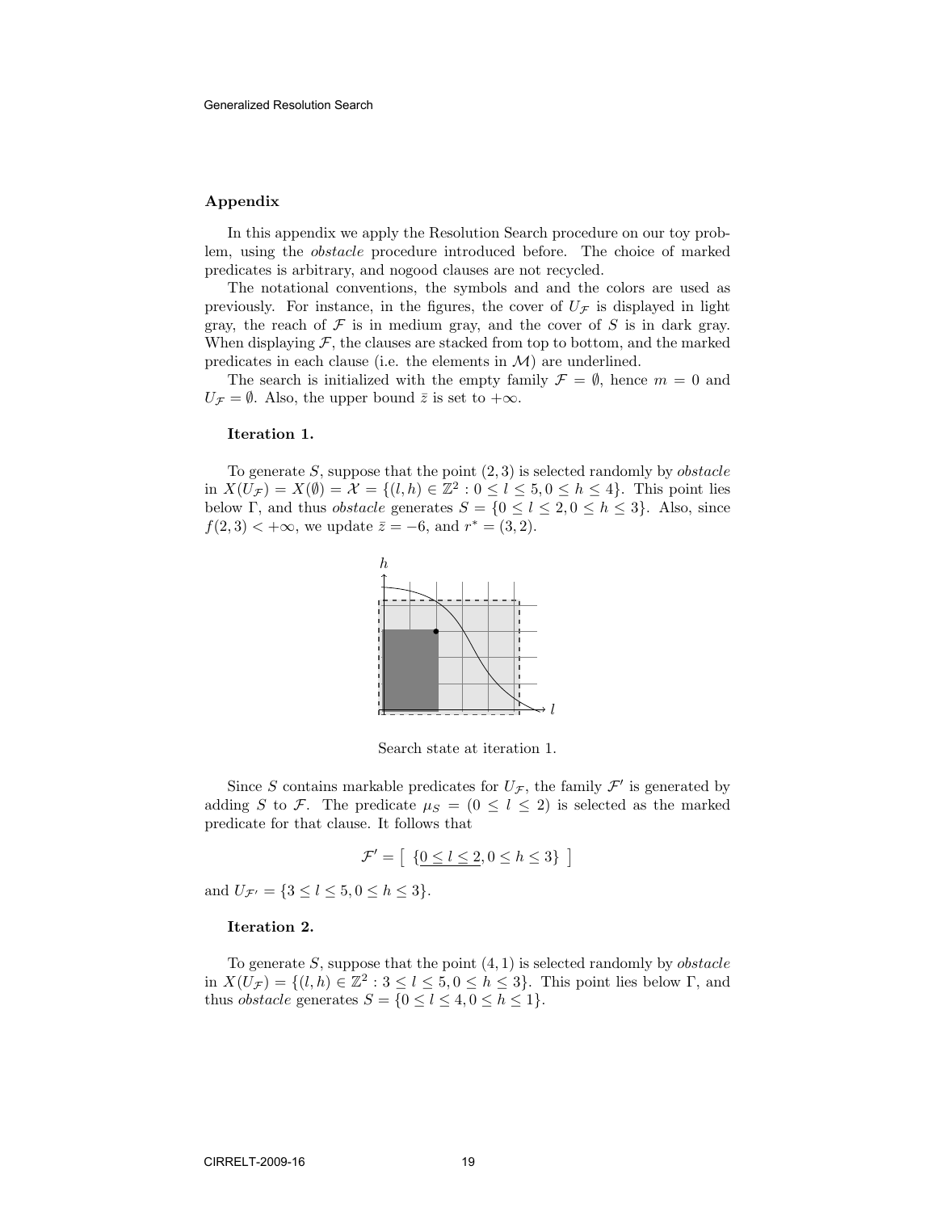## Appendix

In this appendix we apply the Resolution Search procedure on our toy problem, using the *obstacle* procedure introduced before. The choice of marked predicates is arbitrary, and nogood clauses are not recycled.

The notational conventions, the symbols and and the colors are used as previously. For instance, in the figures, the cover of $U_{\mathcal{F}}$ is displayed in light gray, the reach of $\mathcal{F}$ is in medium gray, and the cover of $S$ is in dark gray. When displaying $\mathcal{F}$, the clauses are stacked from top to bottom, and the marked predicates in each clause (i.e. the elements in $\mathcal{M}$) are underlined.

The search is initialized with the empty family $\mathcal{F} = \emptyset$, hence $m = 0$ and $U_{\mathcal{F}} = \emptyset$. Also, the upper bound $\bar{z}$ is set to $+\infty$.

**Iteration 1.**

To generate $S$, suppose that the point $(2, 3)$ is selected randomly by *obstacle* in $X(U_{\mathcal{F}}) = X(\emptyset) = \mathcal{X} = \{(l, h) \in \mathbb{Z}^2 : 0 \leq l \leq 5, 0 \leq h \leq 4\}$. This point lies below $\Gamma$, and thus *obstacle* generates $S = \{0 \leq l \leq 2, 0 \leq h \leq 3\}$. Also, since $f(2, 3) < +\infty$, we update $\bar{z} = -6$, and $r^* = (3, 2)$.

Search state at iteration 1.

Since $S$ contains markable predicates for $U_{\mathcal{F}}$, the family $\mathcal{F}'$ is generated by adding $S$ to $\mathcal{F}$. The predicate $\mu_S = (0 \leq l \leq 2)$ is selected as the marked predicate for that clause. It follows that

$$\mathcal{F}' = \left[\ \{\underline{0 \leq l \leq 2}, 0 \leq h \leq 3\}\ \right]$$

and $U_{\mathcal{F}'} = \{3 \leq l \leq 5, 0 \leq h \leq 3\}$.

**Iteration 2.**

To generate $S$, suppose that the point $(4, 1)$ is selected randomly by *obstacle* in $X(U_{\mathcal{F}}) = \{(l, h) \in \mathbb{Z}^2 : 3 \leq l \leq 5, 0 \leq h \leq 3\}$. This point lies below $\Gamma$, and thus *obstacle* generates $S = \{0 \leq l \leq 4, 0 \leq h \leq 1\}$.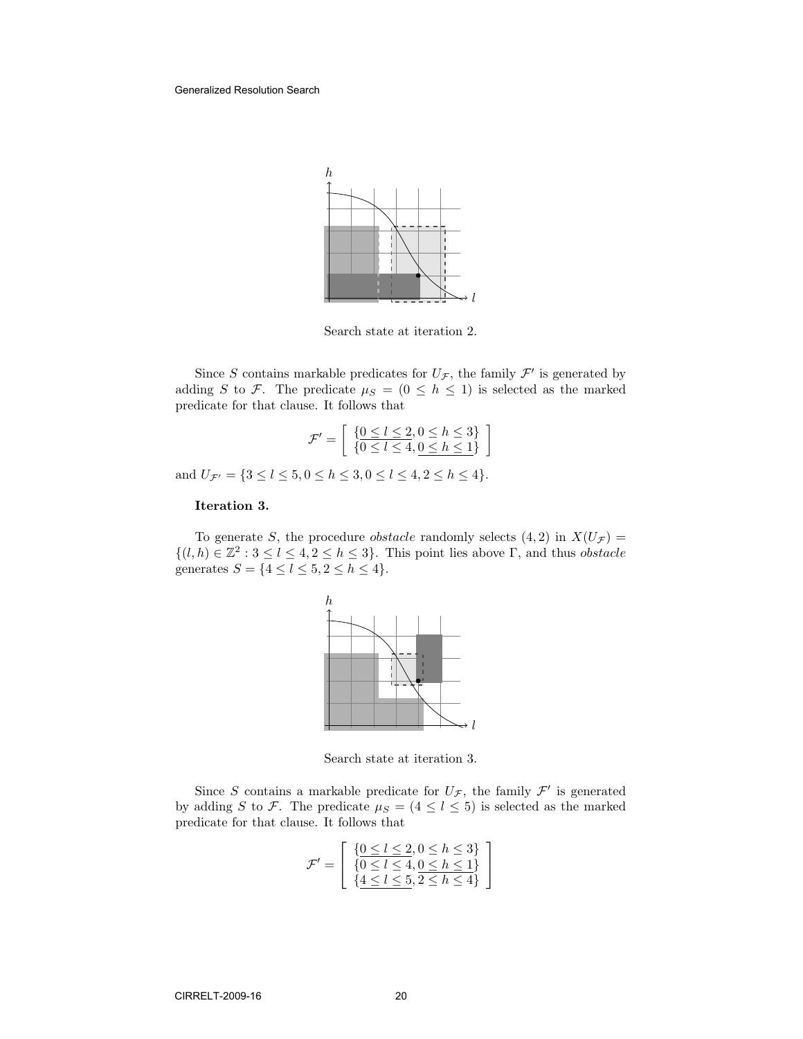Search state at iteration 2.

Since $S$ contains markable predicates for $U_{\mathcal{F}}$, the family $\mathcal{F}'$ is generated by adding $S$ to $\mathcal{F}$. The predicate $\mu_S = (0 \leq h \leq 1)$ is selected as the marked predicate for that clause. It follows that

$$\mathcal{F}' = \left[ \begin{array}{c} \{\underline{0 \leq l \leq 2}, 0 \leq h \leq 3\} \\ \{0 \leq l \leq 4, \underline{0 \leq h \leq 1}\} \end{array} \right]$$

and $U_{\mathcal{F}'} = \{3 \leq l \leq 5, 0 \leq h \leq 3, 0 \leq l \leq 4, 2 \leq h \leq 4\}$.

**Iteration 3.**

To generate $S$, the procedure *obstacle* randomly selects $(4,2)$ in $X(U_{\mathcal{F}}) = \{(l,h) \in \mathbb{Z}^2 : 3 \leq l \leq 4, 2 \leq h \leq 3\}$. This point lies above $\Gamma$, and thus *obstacle* generates $S = \{4 \leq l \leq 5, 2 \leq h \leq 4\}$.

Search state at iteration 3.

Since $S$ contains a markable predicate for $U_{\mathcal{F}}$, the family $\mathcal{F}'$ is generated by adding $S$ to $\mathcal{F}$. The predicate $\mu_S = (4 \leq l \leq 5)$ is selected as the marked predicate for that clause. It follows that

$$\mathcal{F}' = \left[ \begin{array}{c} \{\underline{0 \leq l \leq 2}, 0 \leq h \leq 3\} \\ \{0 \leq l \leq 4, \underline{0 \leq h \leq 1}\} \\ \{\underline{4 \leq l \leq 5}, 2 \leq h \leq 4\} \end{array} \right]$$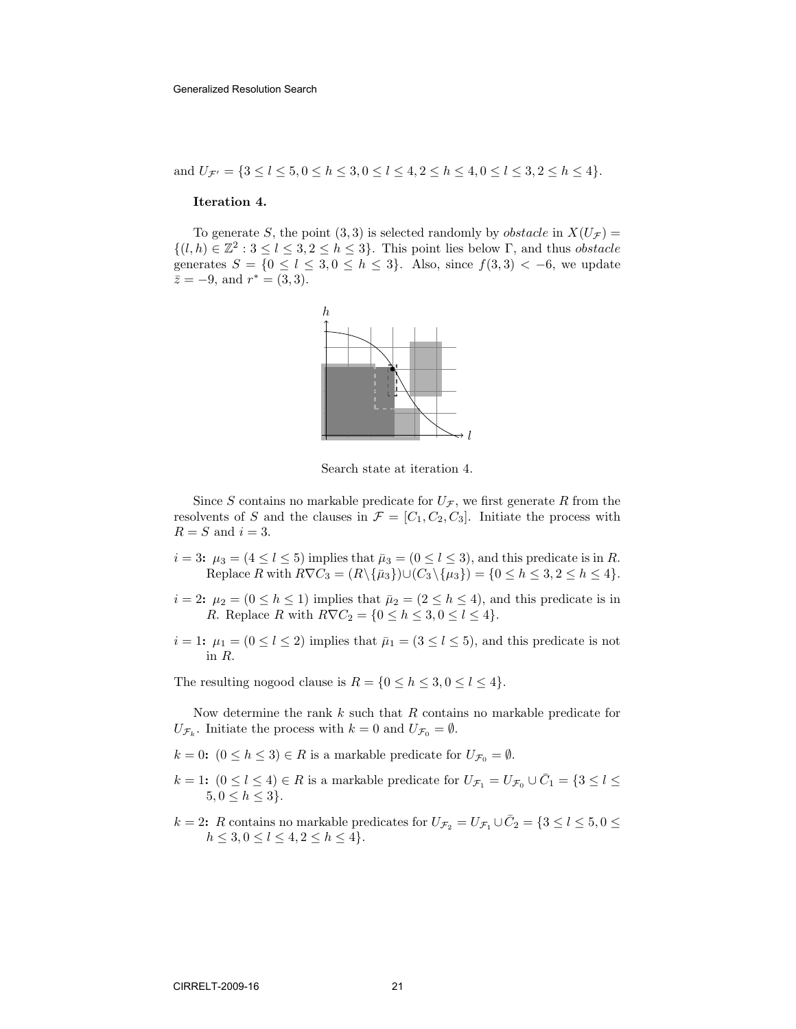and $U_{\mathcal{F}'} = \{3 \leq l \leq 5, 0 \leq h \leq 3, 0 \leq l \leq 4, 2 \leq h \leq 4, 0 \leq l \leq 3, 2 \leq h \leq 4\}$.

**Iteration 4.**

To generate $S$, the point $(3, 3)$ is selected randomly by *obstacle* in $X(U_{\mathcal{F}}) = \{(l, h) \in \mathbb{Z}^2 : 3 \leq l \leq 3, 2 \leq h \leq 3\}$. This point lies below $\Gamma$, and thus *obstacle* generates $S = \{0 \leq l \leq 3, 0 \leq h \leq 3\}$. Also, since $f(3, 3) < -6$, we update $\bar{z} = -9$, and $r^* = (3, 3)$.

Search state at iteration 4.

Since $S$ contains no markable predicate for $U_{\mathcal{F}}$, we first generate $R$ from the resolvents of $S$ and the clauses in $\mathcal{F} = [C_1, C_2, C_3]$. Initiate the process with $R = S$ and $i = 3$.

- $i = 3$**:** $\mu_3 = (4 \leq l \leq 5)$ implies that $\bar{\mu}_3 = (0 \leq l \leq 3)$, and this predicate is in $R$. Replace $R$ with $R \nabla C_3 = (R \setminus \{\bar{\mu}_3\}) \cup (C_3 \setminus \{\mu_3\}) = \{0 \leq h \leq 3, 2 \leq h \leq 4\}$.
- $i = 2$**:** $\mu_2 = (0 \leq h \leq 1)$ implies that $\bar{\mu}_2 = (2 \leq h \leq 4)$, and this predicate is in $R$. Replace $R$ with $R \nabla C_2 = \{0 \leq h \leq 3, 0 \leq l \leq 4\}$.
- $i = 1$**:** $\mu_1 = (0 \leq l \leq 2)$ implies that $\bar{\mu}_1 = (3 \leq l \leq 5)$, and this predicate is not in $R$.

The resulting nogood clause is $R = \{0 \leq h \leq 3, 0 \leq l \leq 4\}$.

Now determine the rank $k$ such that $R$ contains no markable predicate for $U_{\mathcal{F}_k}$. Initiate the process with $k = 0$ and $U_{\mathcal{F}_0} = \emptyset$.

- $k = 0$**:** $(0 \leq h \leq 3) \in R$ is a markable predicate for $U_{\mathcal{F}_0} = \emptyset$.
- $k = 1$**:** $(0 \leq l \leq 4) \in R$ is a markable predicate for $U_{\mathcal{F}_1} = U_{\mathcal{F}_0} \cup \bar{C}_1 = \{3 \leq l \leq 5, 0 \leq h \leq 3\}$.
- $k = 2$**:** $R$ contains no markable predicates for $U_{\mathcal{F}_2} = U_{\mathcal{F}_1} \cup \bar{C}_2 = \{3 \leq l \leq 5, 0 \leq h \leq 3, 0 \leq l \leq 4, 2 \leq h \leq 4\}$.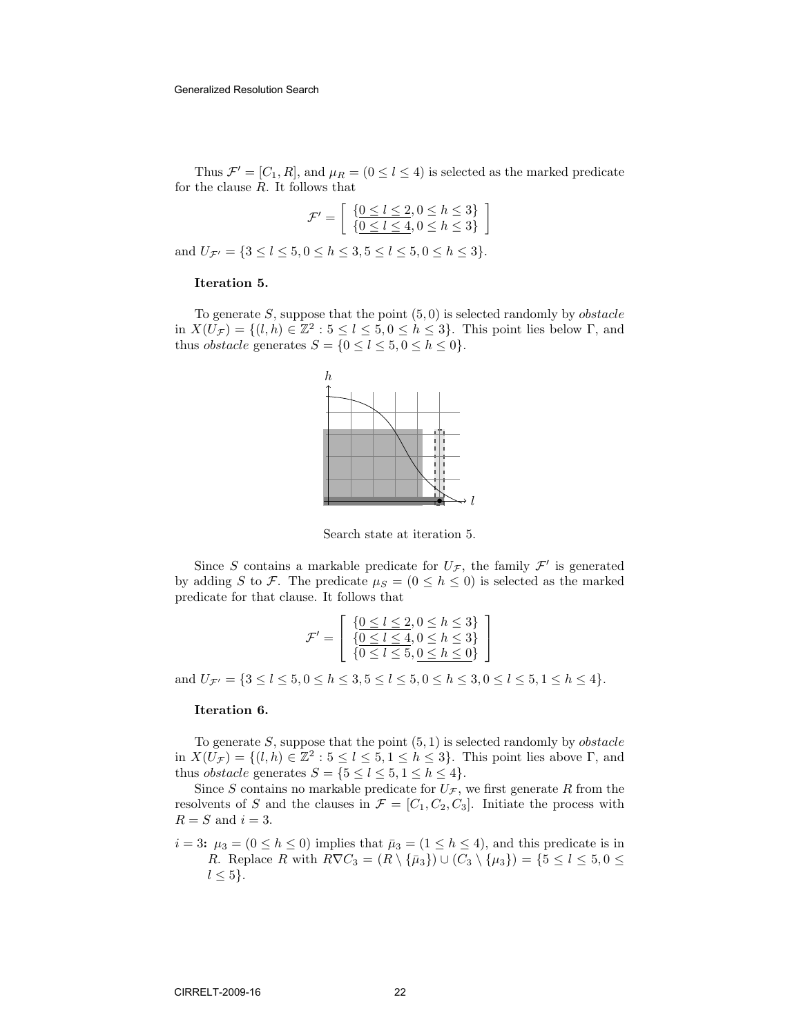Thus $\mathcal{F}' = [C_1, R]$, and $\mu_R = (0 \leq l \leq 4)$ is selected as the marked predicate for the clause $R$. It follows that

$$\mathcal{F}' = \begin{bmatrix} \{\underline{0 \leq l \leq 2}, 0 \leq h \leq 3\} \\ \{\underline{0 \leq l \leq 4}, 0 \leq h \leq 3\} \end{bmatrix}$$

and $U_{\mathcal{F}'} = \{3 \leq l \leq 5, 0 \leq h \leq 3, 5 \leq l \leq 5, 0 \leq h \leq 3\}$.

**Iteration 5.**

To generate $S$, suppose that the point $(5, 0)$ is selected randomly by *obstacle* in $X(U_{\mathcal{F}}) = \{(l, h) \in \mathbb{Z}^2 : 5 \leq l \leq 5, 0 \leq h \leq 3\}$. This point lies below $\Gamma$, and thus *obstacle* generates $S = \{0 \leq l \leq 5, 0 \leq h \leq 0\}$.

Search state at iteration 5.

Since $S$ contains a markable predicate for $U_{\mathcal{F}}$, the family $\mathcal{F}'$ is generated by adding $S$ to $\mathcal{F}$. The predicate $\mu_S = (0 \leq h \leq 0)$ is selected as the marked predicate for that clause. It follows that

$$\mathcal{F}' = \begin{bmatrix} \{\underline{0 \leq l \leq 2}, 0 \leq h \leq 3\} \\ \{\underline{0 \leq l \leq 4}, 0 \leq h \leq 3\} \\ \{0 \leq l \leq 5, \underline{0 \leq h \leq 0}\} \end{bmatrix}$$

and $U_{\mathcal{F}'} = \{3 \leq l \leq 5, 0 \leq h \leq 3, 5 \leq l \leq 5, 0 \leq h \leq 3, 0 \leq l \leq 5, 1 \leq h \leq 4\}$.

**Iteration 6.**

To generate $S$, suppose that the point $(5, 1)$ is selected randomly by *obstacle* in $X(U_{\mathcal{F}}) = \{(l, h) \in \mathbb{Z}^2 : 5 \leq l \leq 5, 1 \leq h \leq 3\}$. This point lies above $\Gamma$, and thus *obstacle* generates $S = \{5 \leq l \leq 5, 1 \leq h \leq 4\}$.

Since $S$ contains no markable predicate for $U_{\mathcal{F}}$, we first generate $R$ from the resolvents of $S$ and the clauses in $\mathcal{F} = [C_1, C_2, C_3]$. Initiate the process with $R = S$ and $i = 3$.

**$i = 3$:** $\mu_3 = (0 \leq h \leq 0)$ implies that $\bar{\mu}_3 = (1 \leq h \leq 4)$, and this predicate is in $R$. Replace $R$ with $R \nabla C_3 = (R \setminus \{\bar{\mu}_3\}) \cup (C_3 \setminus \{\mu_3\}) = \{5 \leq l \leq 5, 0 \leq l \leq 5\}$.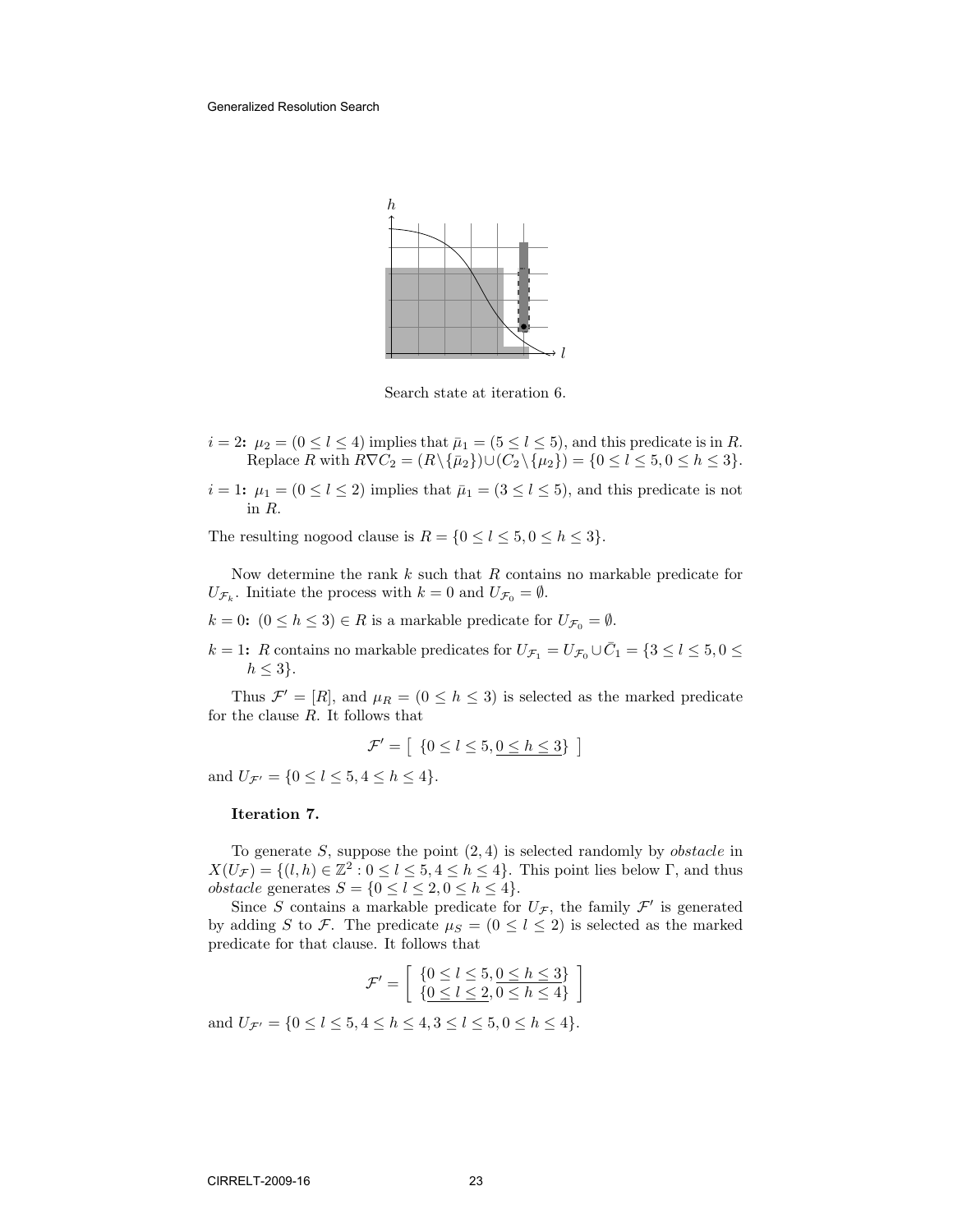Search state at iteration 6.

**$i = 2$:** $\mu_2 = (0 \leq l \leq 4)$ implies that $\bar{\mu}_1 = (5 \leq l \leq 5)$, and this predicate is in $R$. Replace $R$ with $R \nabla C_2 = (R \setminus \{\bar{\mu}_2\}) \cup (C_2 \setminus \{\mu_2\}) = \{0 \leq l \leq 5, 0 \leq h \leq 3\}$.

**$i = 1$:** $\mu_1 = (0 \leq l \leq 2)$ implies that $\bar{\mu}_1 = (3 \leq l \leq 5)$, and this predicate is not in $R$.

The resulting nogood clause is $R = \{0 \leq l \leq 5, 0 \leq h \leq 3\}$.

Now determine the rank $k$ such that $R$ contains no markable predicate for $U_{\mathcal{F}_k}$. Initiate the process with $k = 0$ and $U_{\mathcal{F}_0} = \emptyset$.

**$k = 0$:** $(0 \leq h \leq 3) \in R$ is a markable predicate for $U_{\mathcal{F}_0} = \emptyset$.

**$k = 1$:** $R$ contains no markable predicates for $U_{\mathcal{F}_1} = U_{\mathcal{F}_0} \cup \bar{C}_1 = \{3 \leq l \leq 5, 0 \leq h \leq 3\}$.

Thus $\mathcal{F}' = [R]$, and $\mu_R = (0 \leq h \leq 3)$ is selected as the marked predicate for the clause $R$. It follows that

$$\mathcal{F}' = \left[ \ \{0 \leq l \leq 5, \underline{0 \leq h \leq 3}\} \ \right]$$

and $U_{\mathcal{F}'} = \{0 \leq l \leq 5, 4 \leq h \leq 4\}$.

**Iteration 7.**

To generate $S$, suppose the point $(2, 4)$ is selected randomly by *obstacle* in $X(U_{\mathcal{F}}) = \{(l, h) \in \mathbb{Z}^2 : 0 \leq l \leq 5, 4 \leq h \leq 4\}$. This point lies below $\Gamma$, and thus *obstacle* generates $S = \{0 \leq l \leq 2, 0 \leq h \leq 4\}$.

Since $S$ contains a markable predicate for $U_{\mathcal{F}}$, the family $\mathcal{F}'$ is generated by adding $S$ to $\mathcal{F}$. The predicate $\mu_S = (0 \leq l \leq 2)$ is selected as the marked predicate for that clause. It follows that

$$\mathcal{F}' = \left[ \begin{array}{l} \{0 \leq l \leq 5, \underline{0 \leq h \leq 3}\} \\ \{\underline{0 \leq l \leq 2}, 0 \leq h \leq 4\} \end{array} \right]$$

and $U_{\mathcal{F}'} = \{0 \leq l \leq 5, 4 \leq h \leq 4, 3 \leq l \leq 5, 0 \leq h \leq 4\}$.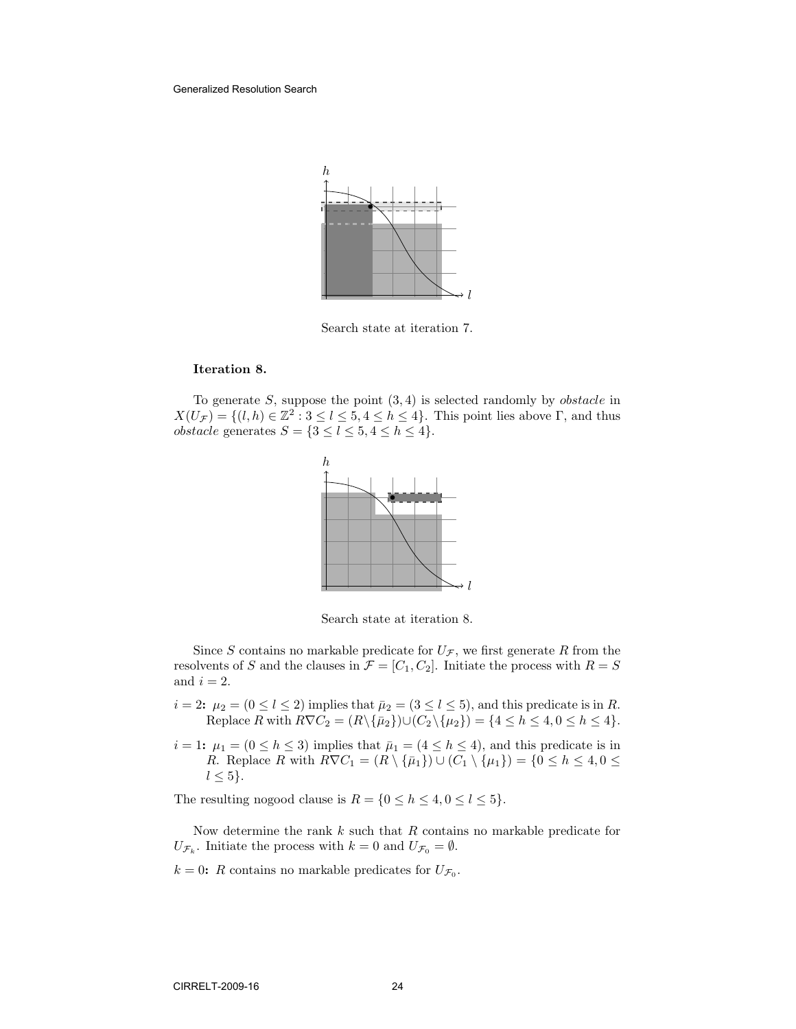Search state at iteration 7.

**Iteration 8.**

To generate $S$, suppose the point $(3, 4)$ is selected randomly by *obstacle* in $X(U_{\mathcal{F}}) = \{(l, h) \in \mathbb{Z}^2 : 3 \leq l \leq 5, 4 \leq h \leq 4\}$. This point lies above $\Gamma$, and thus *obstacle* generates $S = \{3 \leq l \leq 5, 4 \leq h \leq 4\}$.

Search state at iteration 8.

Since $S$ contains no markable predicate for $U_{\mathcal{F}}$, we first generate $R$ from the resolvents of $S$ and the clauses in $\mathcal{F} = [C_1, C_2]$. Initiate the process with $R = S$ and $i = 2$.

**$i = 2$:** $\mu_2 = (0 \leq l \leq 2)$ implies that $\bar{\mu}_2 = (3 \leq l \leq 5)$, and this predicate is in $R$. Replace $R$ with $R \nabla C_2 = (R \setminus \{\bar{\mu}_2\}) \cup (C_2 \setminus \{\mu_2\}) = \{4 \leq h \leq 4, 0 \leq h \leq 4\}$.

**$i = 1$:** $\mu_1 = (0 \leq h \leq 3)$ implies that $\bar{\mu}_1 = (4 \leq h \leq 4)$, and this predicate is in $R$. Replace $R$ with $R \nabla C_1 = (R \setminus \{\bar{\mu}_1\}) \cup (C_1 \setminus \{\mu_1\}) = \{0 \leq h \leq 4, 0 \leq l \leq 5\}$.

The resulting nogood clause is $R = \{0 \leq h \leq 4, 0 \leq l \leq 5\}$.

Now determine the rank $k$ such that $R$ contains no markable predicate for $U_{\mathcal{F}_k}$. Initiate the process with $k = 0$ and $U_{\mathcal{F}_0} = \emptyset$.

**$k = 0$:** $R$ contains no markable predicates for $U_{\mathcal{F}_0}$.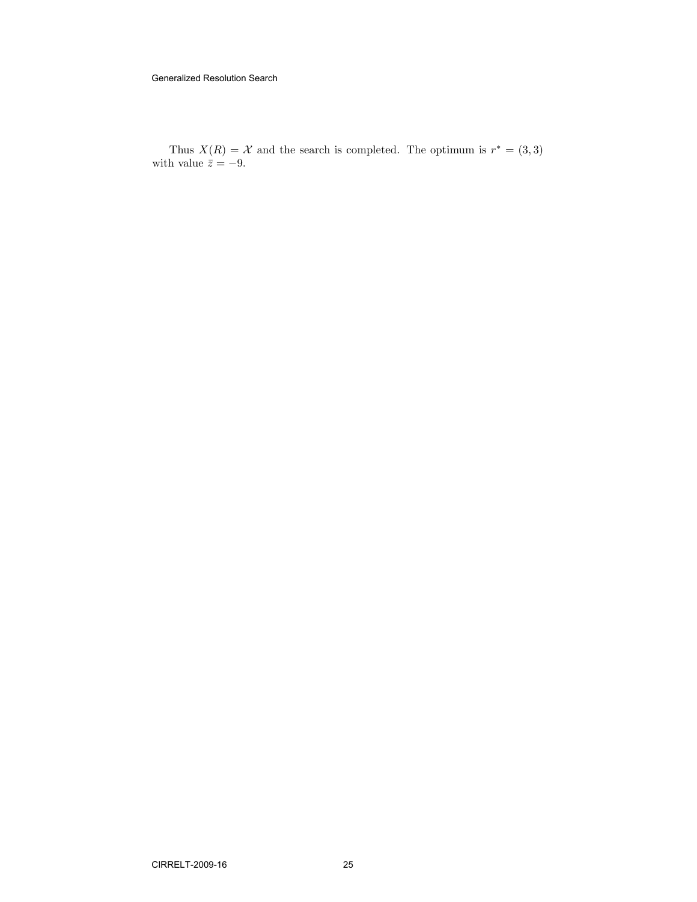Thus $X(R) = \mathcal{X}$ and the search is completed. The optimum is $r^* = (3, 3)$ with value $\bar{z} = -9$.